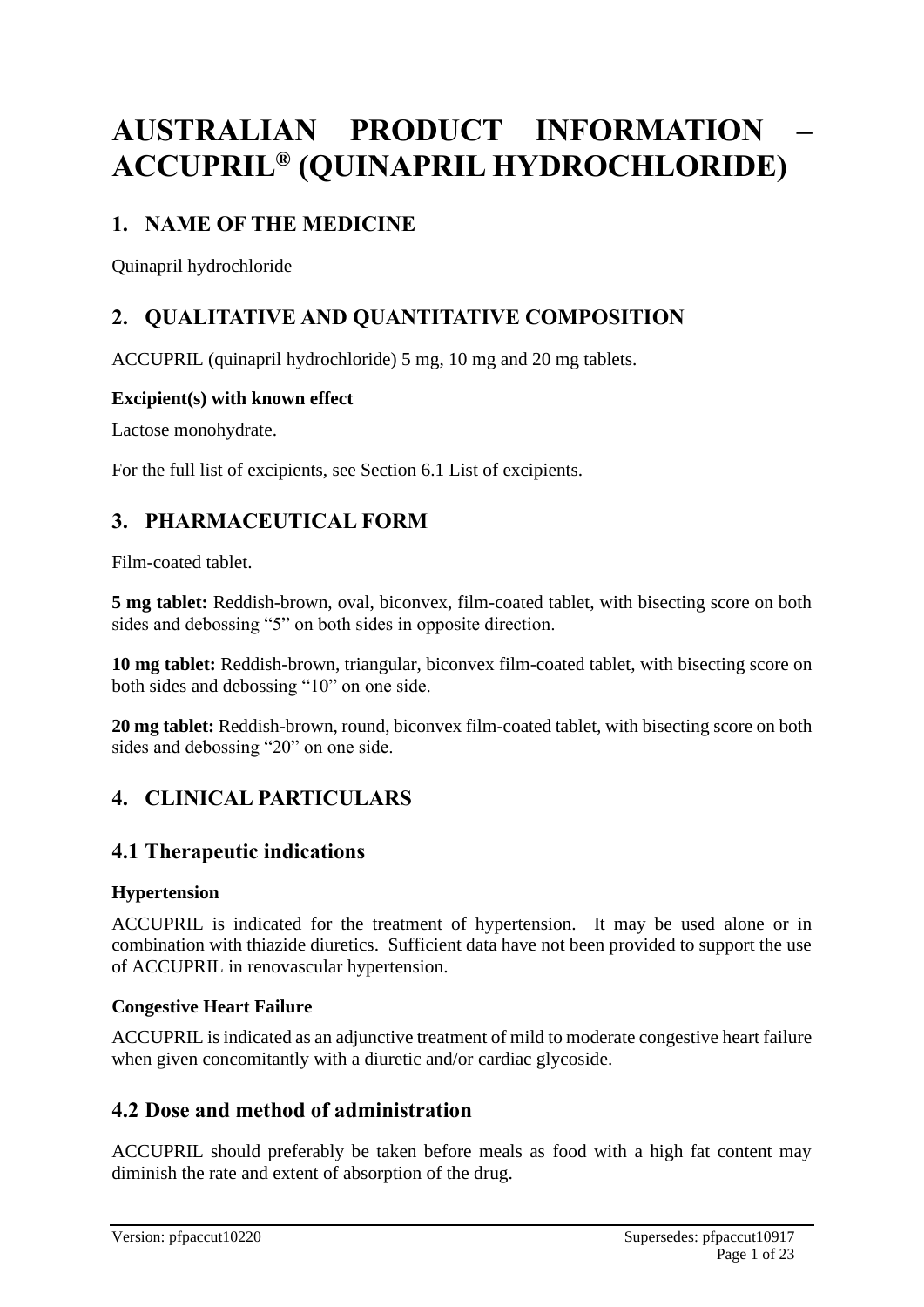# AUSTRALIAN PRODUCT INFORMATION – ACCUPRIL® (QUINAPRIL HYDROCHLORIDE)

## 1. NAME OF THE MEDICINE

Quinapril hydrochloride

## 2. QUALITATIVE AND QUANTITATIVE COMPOSITION

ACCUPRIL (quinapril hydrochloride) 5 mg, 10 mg and 20 mg tablets.

**Excipient(s) with known effect**

Lactose monohydrate.

For the full list of excipients, see Section 6.1 List of excipients.

## 3. PHARMACEUTICAL FORM

Film-coated tablet.

**5 mg tablet:** Reddish-brown, oval, biconvex, film-coated tablet, with bisecting score on both sides and debossing "5" on both sides in opposite direction.

**10 mg tablet:** Reddish-brown, triangular, biconvex film-coated tablet, with bisecting score on both sides and debossing "10" on one side.

**20 mg tablet:** Reddish-brown, round, biconvex film-coated tablet, with bisecting score on both sides and debossing "20" on one side.

## 4. CLINICAL PARTICULARS

### 4.1 Therapeutic indications

**Hypertension**

ACCUPRIL is indicated for the treatment of hypertension. It may be used alone or in combination with thiazide diuretics. Sufficient data have not been provided to support the use of ACCUPRIL in renovascular hypertension.

**Congestive Heart Failure**

ACCUPRIL is indicated as an adjunctive treatment of mild to moderate congestive heart failure when given concomitantly with a diuretic and/or cardiac glycoside.

### 4.2 Dose and method of administration

ACCUPRIL should preferably be taken before meals as food with a high fat content may diminish the rate and extent of absorption of the drug.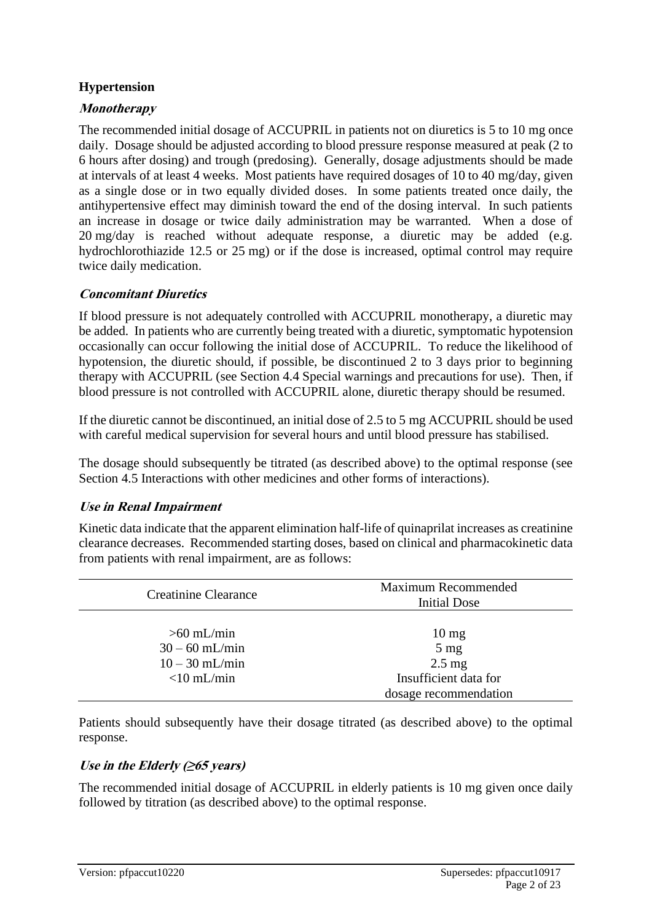### Hypertension

#### *Monotherapy*

The recommended initial dosage of ACCUPRIL in patients not on diuretics is 5 to 10 mg once daily. Dosage should be adjusted according to blood pressure response measured at peak (2 to 6 hours after dosing) and trough (predosing). Generally, dosage adjustments should be made at intervals of at least 4 weeks. Most patients have required dosages of 10 to 40 mg/day, given as a single dose or in two equally divided doses. In some patients treated once daily, the antihypertensive effect may diminish toward the end of the dosing interval. In such patients an increase in dosage or twice daily administration may be warranted. When a dose of 20 mg/day is reached without adequate response, a diuretic may be added (e.g. hydrochlorothiazide 12.5 or 25 mg) or if the dose is increased, optimal control may require twice daily medication.

#### *Concomitant Diuretics*

If blood pressure is not adequately controlled with ACCUPRIL monotherapy, a diuretic may be added. In patients who are currently being treated with a diuretic, symptomatic hypotension occasionally can occur following the initial dose of ACCUPRIL. To reduce the likelihood of hypotension, the diuretic should, if possible, be discontinued 2 to 3 days prior to beginning therapy with ACCUPRIL (see Section 4.4 Special warnings and precautions for use). Then, if blood pressure is not controlled with ACCUPRIL alone, diuretic therapy should be resumed.

If the diuretic cannot be discontinued, an initial dose of 2.5 to 5 mg ACCUPRIL should be used with careful medical supervision for several hours and until blood pressure has stabilised.

The dosage should subsequently be titrated (as described above) to the optimal response (see Section 4.5 Interactions with other medicines and other forms of interactions).

#### *Use in Renal Impairment*

Kinetic data indicate that the apparent elimination half-life of quinaprilat increases as creatinine clearance decreases. Recommended starting doses, based on clinical and pharmacokinetic data from patients with renal impairment, are as follows:

| Creatinine Clearance | Maximum Recommended Initial Dose |
|---|---|
| >60 mL/min | 10 mg |
| 30 – 60 mL/min | 5 mg |
| 10 – 30 mL/min | 2.5 mg |
| <10 mL/min | Insufficient data for dosage recommendation |

Patients should subsequently have their dosage titrated (as described above) to the optimal response.

#### *Use in the Elderly (≥65 years)*

The recommended initial dosage of ACCUPRIL in elderly patients is 10 mg given once daily followed by titration (as described above) to the optimal response.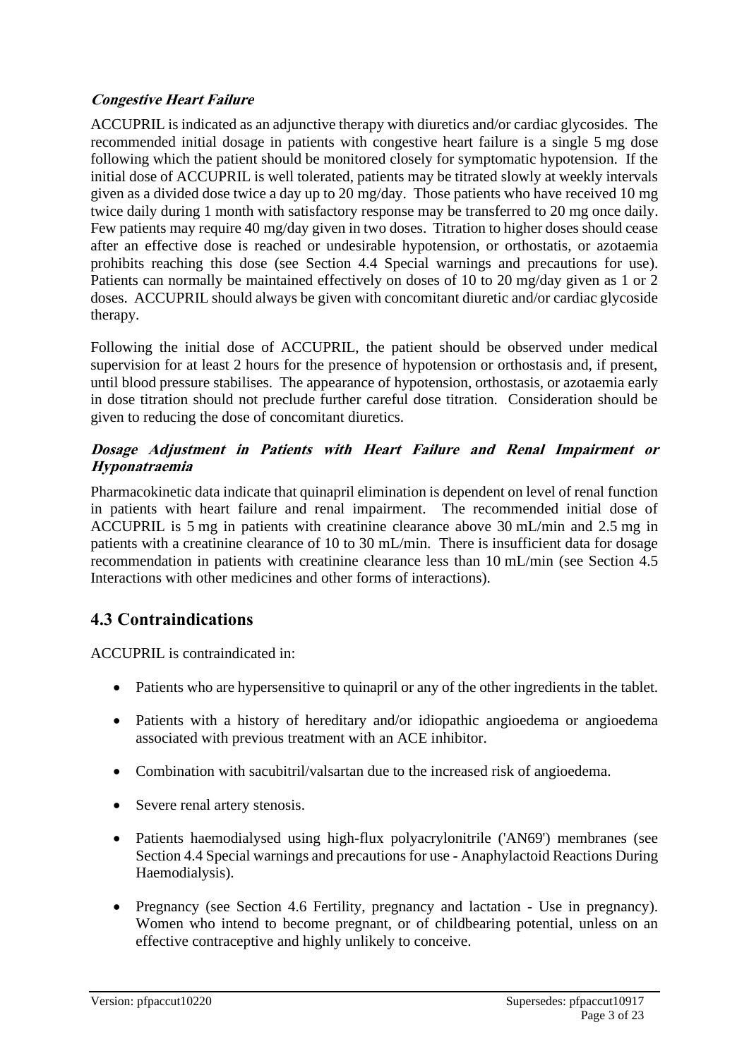#### ***Congestive Heart Failure***

ACCUPRIL is indicated as an adjunctive therapy with diuretics and/or cardiac glycosides. The recommended initial dosage in patients with congestive heart failure is a single 5 mg dose following which the patient should be monitored closely for symptomatic hypotension. If the initial dose of ACCUPRIL is well tolerated, patients may be titrated slowly at weekly intervals given as a divided dose twice a day up to 20 mg/day. Those patients who have received 10 mg twice daily during 1 month with satisfactory response may be transferred to 20 mg once daily. Few patients may require 40 mg/day given in two doses. Titration to higher doses should cease after an effective dose is reached or undesirable hypotension, or orthostatis, or azotaemia prohibits reaching this dose (see Section 4.4 Special warnings and precautions for use). Patients can normally be maintained effectively on doses of 10 to 20 mg/day given as 1 or 2 doses. ACCUPRIL should always be given with concomitant diuretic and/or cardiac glycoside therapy.

Following the initial dose of ACCUPRIL, the patient should be observed under medical supervision for at least 2 hours for the presence of hypotension or orthostasis and, if present, until blood pressure stabilises. The appearance of hypotension, orthostasis, or azotaemia early in dose titration should not preclude further careful dose titration. Consideration should be given to reducing the dose of concomitant diuretics.

#### ***Dosage Adjustment in Patients with Heart Failure and Renal Impairment or Hyponatraemia***

Pharmacokinetic data indicate that quinapril elimination is dependent on level of renal function in patients with heart failure and renal impairment. The recommended initial dose of ACCUPRIL is 5 mg in patients with creatinine clearance above 30 mL/min and 2.5 mg in patients with a creatinine clearance of 10 to 30 mL/min. There is insufficient data for dosage recommendation in patients with creatinine clearance less than 10 mL/min (see Section 4.5 Interactions with other medicines and other forms of interactions).

## 4.3 Contraindications

ACCUPRIL is contraindicated in:

- Patients who are hypersensitive to quinapril or any of the other ingredients in the tablet.
- Patients with a history of hereditary and/or idiopathic angioedema or angioedema associated with previous treatment with an ACE inhibitor.
- Combination with sacubitril/valsartan due to the increased risk of angioedema.
- Severe renal artery stenosis.
- Patients haemodialysed using high-flux polyacrylonitrile ('AN69') membranes (see Section 4.4 Special warnings and precautions for use - Anaphylactoid Reactions During Haemodialysis).
- Pregnancy (see Section 4.6 Fertility, pregnancy and lactation - Use in pregnancy). Women who intend to become pregnant, or of childbearing potential, unless on an effective contraceptive and highly unlikely to conceive.

Version: pfpaccut10220 Supersedes: pfpaccut10917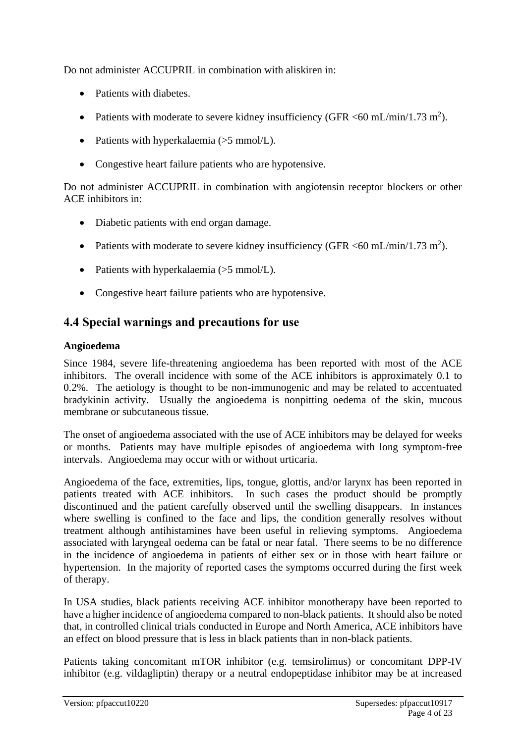Do not administer ACCUPRIL in combination with aliskiren in:

- Patients with diabetes.
- Patients with moderate to severe kidney insufficiency (GFR <60 mL/min/1.73 $m^2$).
- Patients with hyperkalaemia (>5 mmol/L).
- Congestive heart failure patients who are hypotensive.

Do not administer ACCUPRIL in combination with angiotensin receptor blockers or other ACE inhibitors in:

- Diabetic patients with end organ damage.
- Patients with moderate to severe kidney insufficiency (GFR <60 mL/min/1.73 $m^2$).
- Patients with hyperkalaemia (>5 mmol/L).
- Congestive heart failure patients who are hypotensive.

## 4.4 Special warnings and precautions for use

### Angioedema

Since 1984, severe life-threatening angioedema has been reported with most of the ACE inhibitors. The overall incidence with some of the ACE inhibitors is approximately 0.1 to 0.2%. The aetiology is thought to be non-immunogenic and may be related to accentuated bradykinin activity. Usually the angioedema is nonpitting oedema of the skin, mucous membrane or subcutaneous tissue.

The onset of angioedema associated with the use of ACE inhibitors may be delayed for weeks or months. Patients may have multiple episodes of angioedema with long symptom-free intervals. Angioedema may occur with or without urticaria.

Angioedema of the face, extremities, lips, tongue, glottis, and/or larynx has been reported in patients treated with ACE inhibitors. In such cases the product should be promptly discontinued and the patient carefully observed until the swelling disappears. In instances where swelling is confined to the face and lips, the condition generally resolves without treatment although antihistamines have been useful in relieving symptoms. Angioedema associated with laryngeal oedema can be fatal or near fatal. There seems to be no difference in the incidence of angioedema in patients of either sex or in those with heart failure or hypertension. In the majority of reported cases the symptoms occurred during the first week of therapy.

In USA studies, black patients receiving ACE inhibitor monotherapy have been reported to have a higher incidence of angioedema compared to non-black patients. It should also be noted that, in controlled clinical trials conducted in Europe and North America, ACE inhibitors have an effect on blood pressure that is less in black patients than in non-black patients.

Patients taking concomitant mTOR inhibitor (e.g. temsirolimus) or concomitant DPP-IV inhibitor (e.g. vildagliptin) therapy or a neutral endopeptidase inhibitor may be at increased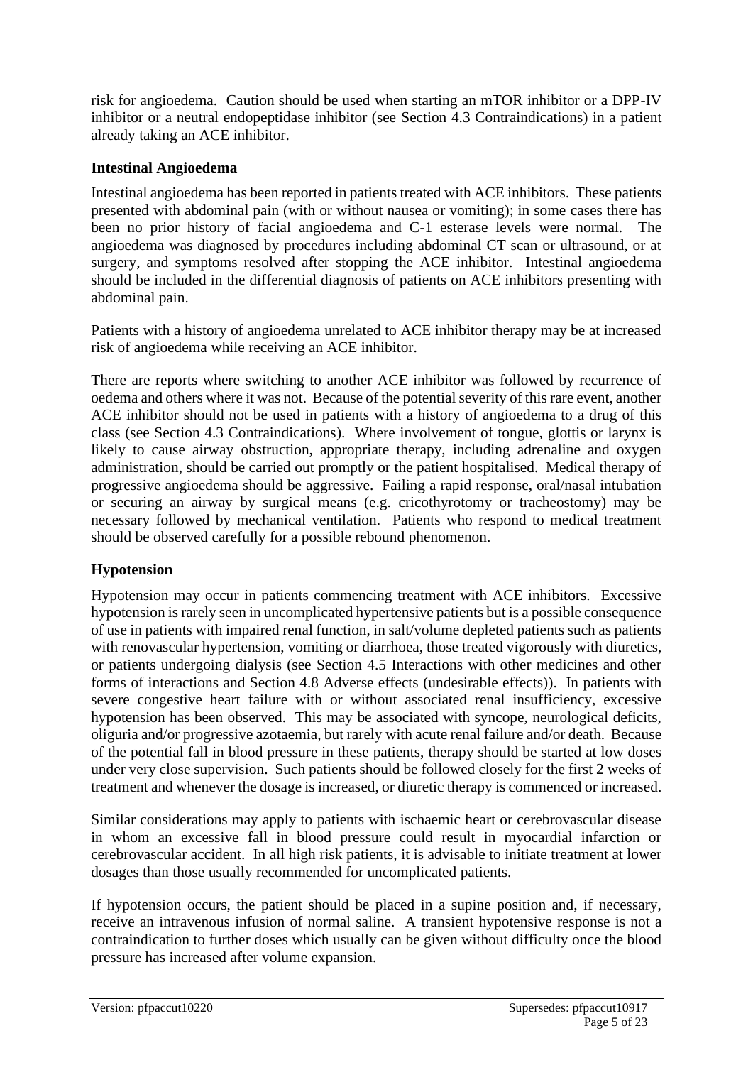risk for angioedema. Caution should be used when starting an mTOR inhibitor or a DPP-IV inhibitor or a neutral endopeptidase inhibitor (see Section 4.3 Contraindications) in a patient already taking an ACE inhibitor.

**Intestinal Angioedema**

Intestinal angioedema has been reported in patients treated with ACE inhibitors. These patients presented with abdominal pain (with or without nausea or vomiting); in some cases there has been no prior history of facial angioedema and C-1 esterase levels were normal. The angioedema was diagnosed by procedures including abdominal CT scan or ultrasound, or at surgery, and symptoms resolved after stopping the ACE inhibitor. Intestinal angioedema should be included in the differential diagnosis of patients on ACE inhibitors presenting with abdominal pain.

Patients with a history of angioedema unrelated to ACE inhibitor therapy may be at increased risk of angioedema while receiving an ACE inhibitor.

There are reports where switching to another ACE inhibitor was followed by recurrence of oedema and others where it was not. Because of the potential severity of this rare event, another ACE inhibitor should not be used in patients with a history of angioedema to a drug of this class (see Section 4.3 Contraindications). Where involvement of tongue, glottis or larynx is likely to cause airway obstruction, appropriate therapy, including adrenaline and oxygen administration, should be carried out promptly or the patient hospitalised. Medical therapy of progressive angioedema should be aggressive. Failing a rapid response, oral/nasal intubation or securing an airway by surgical means (e.g. cricothyrotomy or tracheostomy) may be necessary followed by mechanical ventilation. Patients who respond to medical treatment should be observed carefully for a possible rebound phenomenon.

**Hypotension**

Hypotension may occur in patients commencing treatment with ACE inhibitors. Excessive hypotension is rarely seen in uncomplicated hypertensive patients but is a possible consequence of use in patients with impaired renal function, in salt/volume depleted patients such as patients with renovascular hypertension, vomiting or diarrhoea, those treated vigorously with diuretics, or patients undergoing dialysis (see Section 4.5 Interactions with other medicines and other forms of interactions and Section 4.8 Adverse effects (undesirable effects)). In patients with severe congestive heart failure with or without associated renal insufficiency, excessive hypotension has been observed. This may be associated with syncope, neurological deficits, oliguria and/or progressive azotaemia, but rarely with acute renal failure and/or death. Because of the potential fall in blood pressure in these patients, therapy should be started at low doses under very close supervision. Such patients should be followed closely for the first 2 weeks of treatment and whenever the dosage is increased, or diuretic therapy is commenced or increased.

Similar considerations may apply to patients with ischaemic heart or cerebrovascular disease in whom an excessive fall in blood pressure could result in myocardial infarction or cerebrovascular accident. In all high risk patients, it is advisable to initiate treatment at lower dosages than those usually recommended for uncomplicated patients.

If hypotension occurs, the patient should be placed in a supine position and, if necessary, receive an intravenous infusion of normal saline. A transient hypotensive response is not a contraindication to further doses which usually can be given without difficulty once the blood pressure has increased after volume expansion.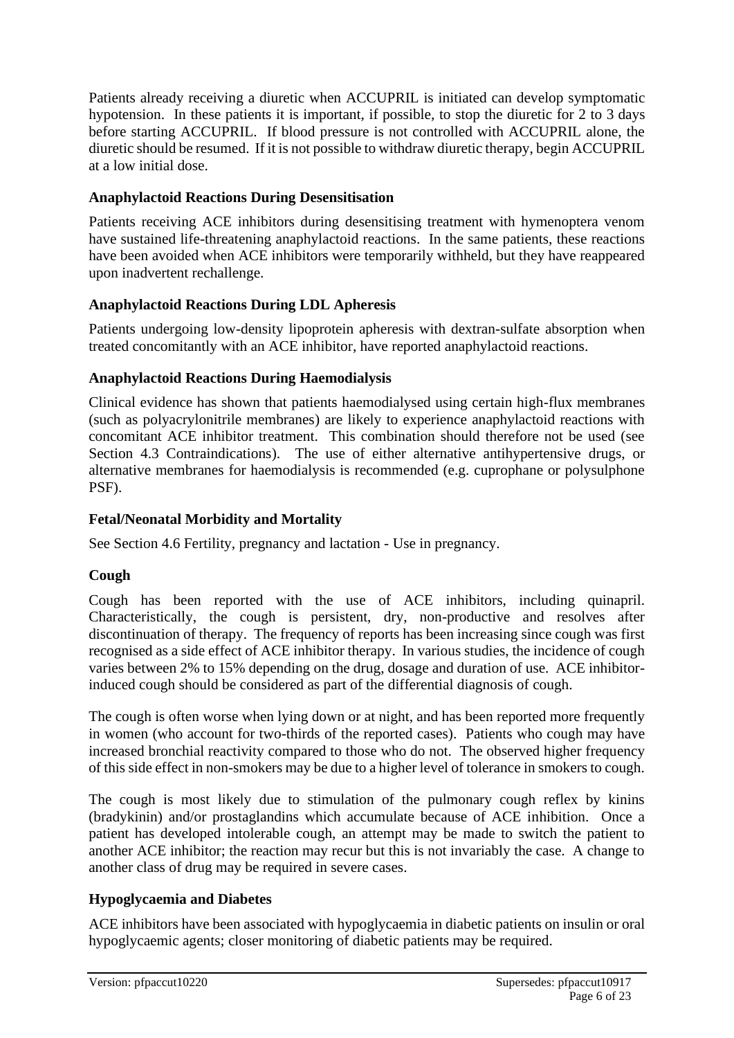Patients already receiving a diuretic when ACCUPRIL is initiated can develop symptomatic hypotension. In these patients it is important, if possible, to stop the diuretic for 2 to 3 days before starting ACCUPRIL. If blood pressure is not controlled with ACCUPRIL alone, the diuretic should be resumed. If it is not possible to withdraw diuretic therapy, begin ACCUPRIL at a low initial dose.

### Anaphylactoid Reactions During Desensitisation

Patients receiving ACE inhibitors during desensitising treatment with hymenoptera venom have sustained life-threatening anaphylactoid reactions. In the same patients, these reactions have been avoided when ACE inhibitors were temporarily withheld, but they have reappeared upon inadvertent rechallenge.

### Anaphylactoid Reactions During LDL Apheresis

Patients undergoing low-density lipoprotein apheresis with dextran-sulfate absorption when treated concomitantly with an ACE inhibitor, have reported anaphylactoid reactions.

### Anaphylactoid Reactions During Haemodialysis

Clinical evidence has shown that patients haemodialysed using certain high-flux membranes (such as polyacrylonitrile membranes) are likely to experience anaphylactoid reactions with concomitant ACE inhibitor treatment. This combination should therefore not be used (see Section 4.3 Contraindications). The use of either alternative antihypertensive drugs, or alternative membranes for haemodialysis is recommended (e.g. cuprophane or polysulphone PSF).

### Fetal/Neonatal Morbidity and Mortality

See Section 4.6 Fertility, pregnancy and lactation - Use in pregnancy.

### Cough

Cough has been reported with the use of ACE inhibitors, including quinapril. Characteristically, the cough is persistent, dry, non-productive and resolves after discontinuation of therapy. The frequency of reports has been increasing since cough was first recognised as a side effect of ACE inhibitor therapy. In various studies, the incidence of cough varies between 2% to 15% depending on the drug, dosage and duration of use. ACE inhibitor-induced cough should be considered as part of the differential diagnosis of cough.

The cough is often worse when lying down or at night, and has been reported more frequently in women (who account for two-thirds of the reported cases). Patients who cough may have increased bronchial reactivity compared to those who do not. The observed higher frequency of this side effect in non-smokers may be due to a higher level of tolerance in smokers to cough.

The cough is most likely due to stimulation of the pulmonary cough reflex by kinins (bradykinin) and/or prostaglandins which accumulate because of ACE inhibition. Once a patient has developed intolerable cough, an attempt may be made to switch the patient to another ACE inhibitor; the reaction may recur but this is not invariably the case. A change to another class of drug may be required in severe cases.

### Hypoglycaemia and Diabetes

ACE inhibitors have been associated with hypoglycaemia in diabetic patients on insulin or oral hypoglycaemic agents; closer monitoring of diabetic patients may be required.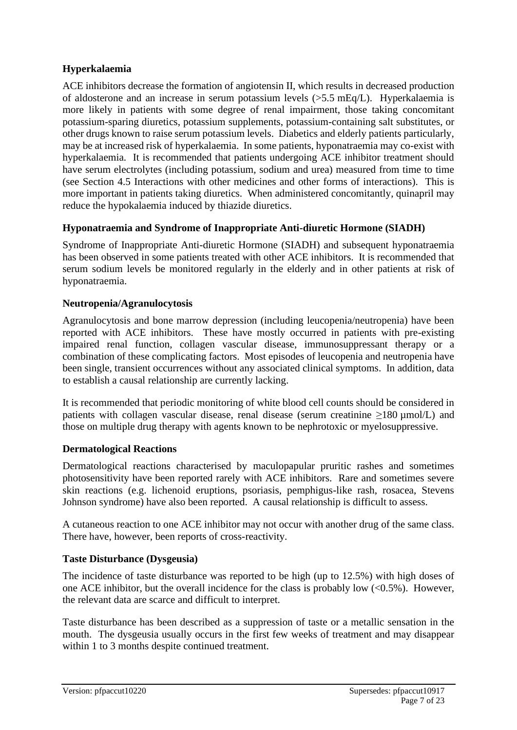### Hyperkalaemia

ACE inhibitors decrease the formation of angiotensin II, which results in decreased production of aldosterone and an increase in serum potassium levels (>5.5 mEq/L). Hyperkalaemia is more likely in patients with some degree of renal impairment, those taking concomitant potassium-sparing diuretics, potassium supplements, potassium-containing salt substitutes, or other drugs known to raise serum potassium levels. Diabetics and elderly patients particularly, may be at increased risk of hyperkalaemia. In some patients, hyponatraemia may co-exist with hyperkalaemia. It is recommended that patients undergoing ACE inhibitor treatment should have serum electrolytes (including potassium, sodium and urea) measured from time to time (see Section 4.5 Interactions with other medicines and other forms of interactions). This is more important in patients taking diuretics. When administered concomitantly, quinapril may reduce the hypokalaemia induced by thiazide diuretics.

### Hyponatraemia and Syndrome of Inappropriate Anti-diuretic Hormone (SIADH)

Syndrome of Inappropriate Anti-diuretic Hormone (SIADH) and subsequent hyponatraemia has been observed in some patients treated with other ACE inhibitors. It is recommended that serum sodium levels be monitored regularly in the elderly and in other patients at risk of hyponatraemia.

### Neutropenia/Agranulocytosis

Agranulocytosis and bone marrow depression (including leucopenia/neutropenia) have been reported with ACE inhibitors. These have mostly occurred in patients with pre-existing impaired renal function, collagen vascular disease, immunosuppressant therapy or a combination of these complicating factors. Most episodes of leucopenia and neutropenia have been single, transient occurrences without any associated clinical symptoms. In addition, data to establish a causal relationship are currently lacking.

It is recommended that periodic monitoring of white blood cell counts should be considered in patients with collagen vascular disease, renal disease (serum creatinine ≥180 μmol/L) and those on multiple drug therapy with agents known to be nephrotoxic or myelosuppressive.

### Dermatological Reactions

Dermatological reactions characterised by maculopapular pruritic rashes and sometimes photosensitivity have been reported rarely with ACE inhibitors. Rare and sometimes severe skin reactions (e.g. lichenoid eruptions, psoriasis, pemphigus-like rash, rosacea, Stevens Johnson syndrome) have also been reported. A causal relationship is difficult to assess.

A cutaneous reaction to one ACE inhibitor may not occur with another drug of the same class. There have, however, been reports of cross-reactivity.

### Taste Disturbance (Dysgeusia)

The incidence of taste disturbance was reported to be high (up to 12.5%) with high doses of one ACE inhibitor, but the overall incidence for the class is probably low (<0.5%). However, the relevant data are scarce and difficult to interpret.

Taste disturbance has been described as a suppression of taste or a metallic sensation in the mouth. The dysgeusia usually occurs in the first few weeks of treatment and may disappear within 1 to 3 months despite continued treatment.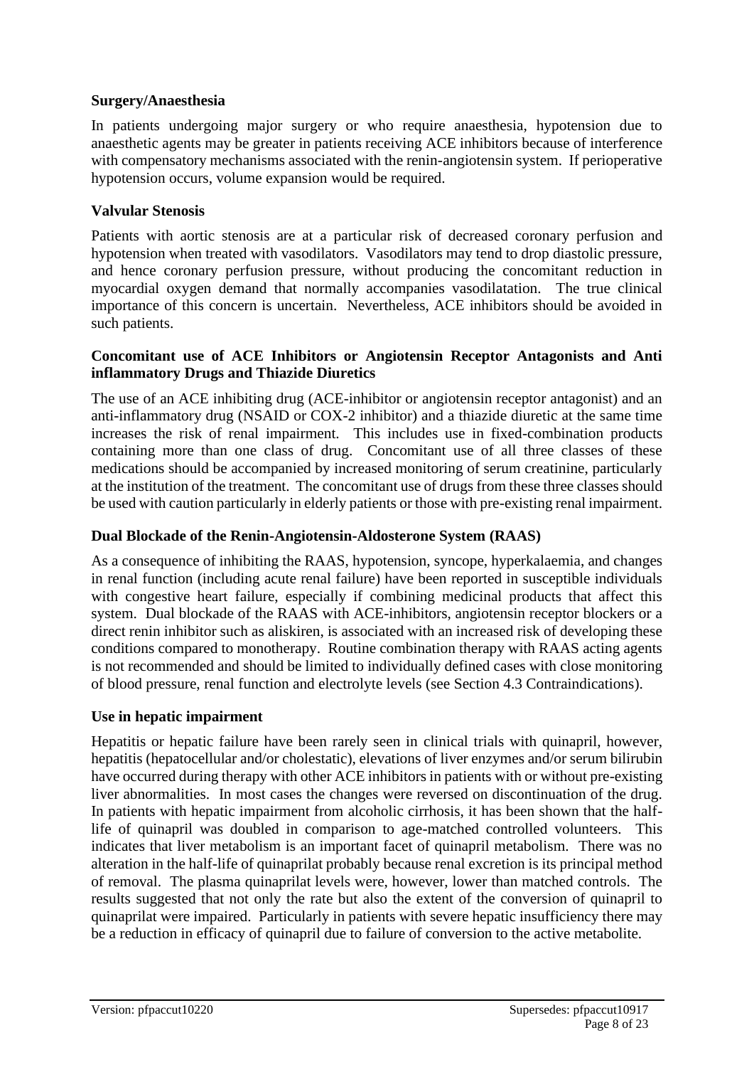### Surgery/Anaesthesia

In patients undergoing major surgery or who require anaesthesia, hypotension due to anaesthetic agents may be greater in patients receiving ACE inhibitors because of interference with compensatory mechanisms associated with the renin-angiotensin system. If perioperative hypotension occurs, volume expansion would be required.

### Valvular Stenosis

Patients with aortic stenosis are at a particular risk of decreased coronary perfusion and hypotension when treated with vasodilators. Vasodilators may tend to drop diastolic pressure, and hence coronary perfusion pressure, without producing the concomitant reduction in myocardial oxygen demand that normally accompanies vasodilatation. The true clinical importance of this concern is uncertain. Nevertheless, ACE inhibitors should be avoided in such patients.

### Concomitant use of ACE Inhibitors or Angiotensin Receptor Antagonists and Anti inflammatory Drugs and Thiazide Diuretics

The use of an ACE inhibiting drug (ACE-inhibitor or angiotensin receptor antagonist) and an anti-inflammatory drug (NSAID or COX-2 inhibitor) and a thiazide diuretic at the same time increases the risk of renal impairment. This includes use in fixed-combination products containing more than one class of drug. Concomitant use of all three classes of these medications should be accompanied by increased monitoring of serum creatinine, particularly at the institution of the treatment. The concomitant use of drugs from these three classes should be used with caution particularly in elderly patients or those with pre-existing renal impairment.

### Dual Blockade of the Renin-Angiotensin-Aldosterone System (RAAS)

As a consequence of inhibiting the RAAS, hypotension, syncope, hyperkalaemia, and changes in renal function (including acute renal failure) have been reported in susceptible individuals with congestive heart failure, especially if combining medicinal products that affect this system. Dual blockade of the RAAS with ACE-inhibitors, angiotensin receptor blockers or a direct renin inhibitor such as aliskiren, is associated with an increased risk of developing these conditions compared to monotherapy. Routine combination therapy with RAAS acting agents is not recommended and should be limited to individually defined cases with close monitoring of blood pressure, renal function and electrolyte levels (see Section 4.3 Contraindications).

### Use in hepatic impairment

Hepatitis or hepatic failure have been rarely seen in clinical trials with quinapril, however, hepatitis (hepatocellular and/or cholestatic), elevations of liver enzymes and/or serum bilirubin have occurred during therapy with other ACE inhibitors in patients with or without pre-existing liver abnormalities. In most cases the changes were reversed on discontinuation of the drug. In patients with hepatic impairment from alcoholic cirrhosis, it has been shown that the half-life of quinapril was doubled in comparison to age-matched controlled volunteers. This indicates that liver metabolism is an important facet of quinapril metabolism. There was no alteration in the half-life of quinaprilat probably because renal excretion is its principal method of removal. The plasma quinaprilat levels were, however, lower than matched controls. The results suggested that not only the rate but also the extent of the conversion of quinapril to quinaprilat were impaired. Particularly in patients with severe hepatic insufficiency there may be a reduction in efficacy of quinapril due to failure of conversion to the active metabolite.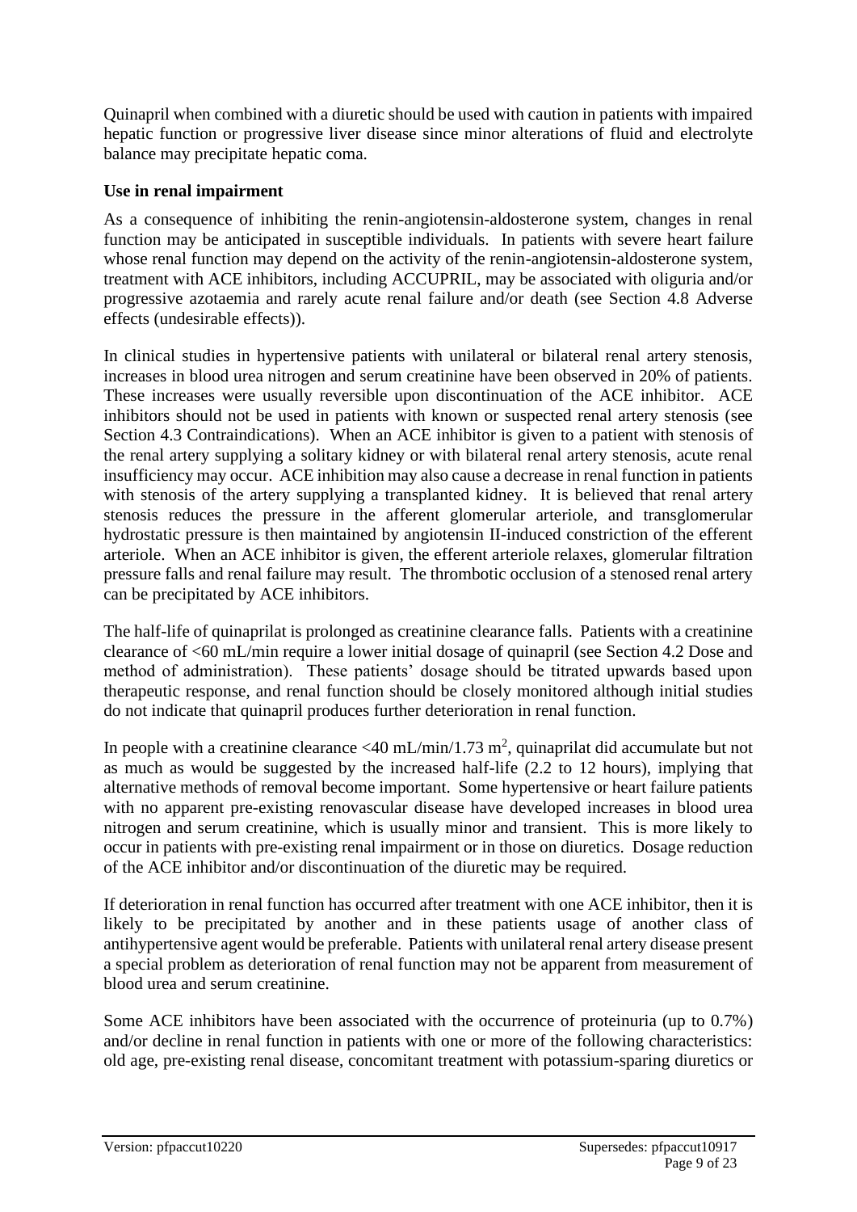Quinapril when combined with a diuretic should be used with caution in patients with impaired hepatic function or progressive liver disease since minor alterations of fluid and electrolyte balance may precipitate hepatic coma.

**Use in renal impairment**

As a consequence of inhibiting the renin-angiotensin-aldosterone system, changes in renal function may be anticipated in susceptible individuals. In patients with severe heart failure whose renal function may depend on the activity of the renin-angiotensin-aldosterone system, treatment with ACE inhibitors, including ACCUPRIL, may be associated with oliguria and/or progressive azotaemia and rarely acute renal failure and/or death (see Section 4.8 Adverse effects (undesirable effects)).

In clinical studies in hypertensive patients with unilateral or bilateral renal artery stenosis, increases in blood urea nitrogen and serum creatinine have been observed in 20% of patients. These increases were usually reversible upon discontinuation of the ACE inhibitor. ACE inhibitors should not be used in patients with known or suspected renal artery stenosis (see Section 4.3 Contraindications). When an ACE inhibitor is given to a patient with stenosis of the renal artery supplying a solitary kidney or with bilateral renal artery stenosis, acute renal insufficiency may occur. ACE inhibition may also cause a decrease in renal function in patients with stenosis of the artery supplying a transplanted kidney. It is believed that renal artery stenosis reduces the pressure in the afferent glomerular arteriole, and transglomerular hydrostatic pressure is then maintained by angiotensin II-induced constriction of the efferent arteriole. When an ACE inhibitor is given, the efferent arteriole relaxes, glomerular filtration pressure falls and renal failure may result. The thrombotic occlusion of a stenosed renal artery can be precipitated by ACE inhibitors.

The half-life of quinaprilat is prolonged as creatinine clearance falls. Patients with a creatinine clearance of <60 mL/min require a lower initial dosage of quinapril (see Section 4.2 Dose and method of administration). These patients' dosage should be titrated upwards based upon therapeutic response, and renal function should be closely monitored although initial studies do not indicate that quinapril produces further deterioration in renal function.

In people with a creatinine clearance <40 mL/min/1.73 m$^2$, quinaprilat did accumulate but not as much as would be suggested by the increased half-life (2.2 to 12 hours), implying that alternative methods of removal become important. Some hypertensive or heart failure patients with no apparent pre-existing renovascular disease have developed increases in blood urea nitrogen and serum creatinine, which is usually minor and transient. This is more likely to occur in patients with pre-existing renal impairment or in those on diuretics. Dosage reduction of the ACE inhibitor and/or discontinuation of the diuretic may be required.

If deterioration in renal function has occurred after treatment with one ACE inhibitor, then it is likely to be precipitated by another and in these patients usage of another class of antihypertensive agent would be preferable. Patients with unilateral renal artery disease present a special problem as deterioration of renal function may not be apparent from measurement of blood urea and serum creatinine.

Some ACE inhibitors have been associated with the occurrence of proteinuria (up to 0.7%) and/or decline in renal function in patients with one or more of the following characteristics: old age, pre-existing renal disease, concomitant treatment with potassium-sparing diuretics or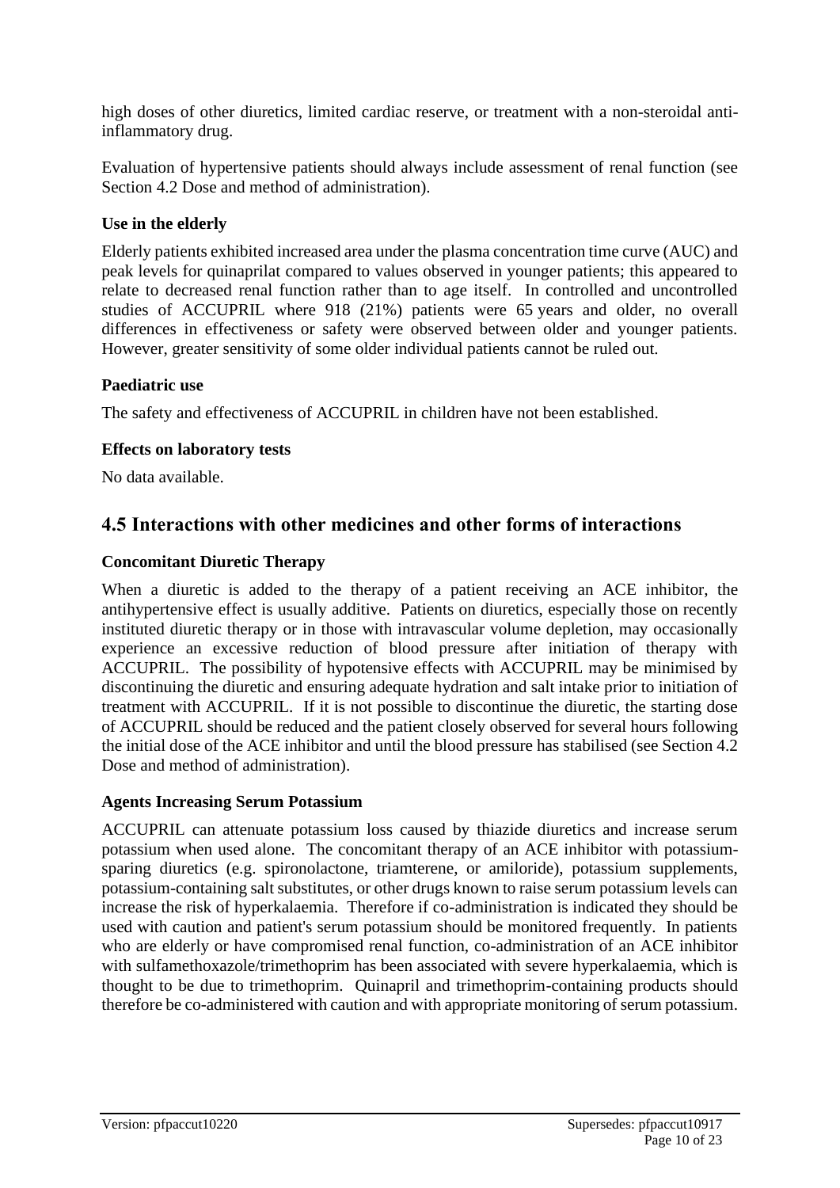high doses of other diuretics, limited cardiac reserve, or treatment with a non-steroidal anti-inflammatory drug.

Evaluation of hypertensive patients should always include assessment of renal function (see Section 4.2 Dose and method of administration).

### Use in the elderly

Elderly patients exhibited increased area under the plasma concentration time curve (AUC) and peak levels for quinaprilat compared to values observed in younger patients; this appeared to relate to decreased renal function rather than to age itself. In controlled and uncontrolled studies of ACCUPRIL where 918 (21%) patients were 65 years and older, no overall differences in effectiveness or safety were observed between older and younger patients. However, greater sensitivity of some older individual patients cannot be ruled out.

### Paediatric use

The safety and effectiveness of ACCUPRIL in children have not been established.

### Effects on laboratory tests

No data available.

## 4.5 Interactions with other medicines and other forms of interactions

### Concomitant Diuretic Therapy

When a diuretic is added to the therapy of a patient receiving an ACE inhibitor, the antihypertensive effect is usually additive. Patients on diuretics, especially those on recently instituted diuretic therapy or in those with intravascular volume depletion, may occasionally experience an excessive reduction of blood pressure after initiation of therapy with ACCUPRIL. The possibility of hypotensive effects with ACCUPRIL may be minimised by discontinuing the diuretic and ensuring adequate hydration and salt intake prior to initiation of treatment with ACCUPRIL. If it is not possible to discontinue the diuretic, the starting dose of ACCUPRIL should be reduced and the patient closely observed for several hours following the initial dose of the ACE inhibitor and until the blood pressure has stabilised (see Section 4.2 Dose and method of administration).

### Agents Increasing Serum Potassium

ACCUPRIL can attenuate potassium loss caused by thiazide diuretics and increase serum potassium when used alone. The concomitant therapy of an ACE inhibitor with potassium-sparing diuretics (e.g. spironolactone, triamterene, or amiloride), potassium supplements, potassium-containing salt substitutes, or other drugs known to raise serum potassium levels can increase the risk of hyperkalaemia. Therefore if co-administration is indicated they should be used with caution and patient's serum potassium should be monitored frequently. In patients who are elderly or have compromised renal function, co-administration of an ACE inhibitor with sulfamethoxazole/trimethoprim has been associated with severe hyperkalaemia, which is thought to be due to trimethoprim. Quinapril and trimethoprim-containing products should therefore be co-administered with caution and with appropriate monitoring of serum potassium.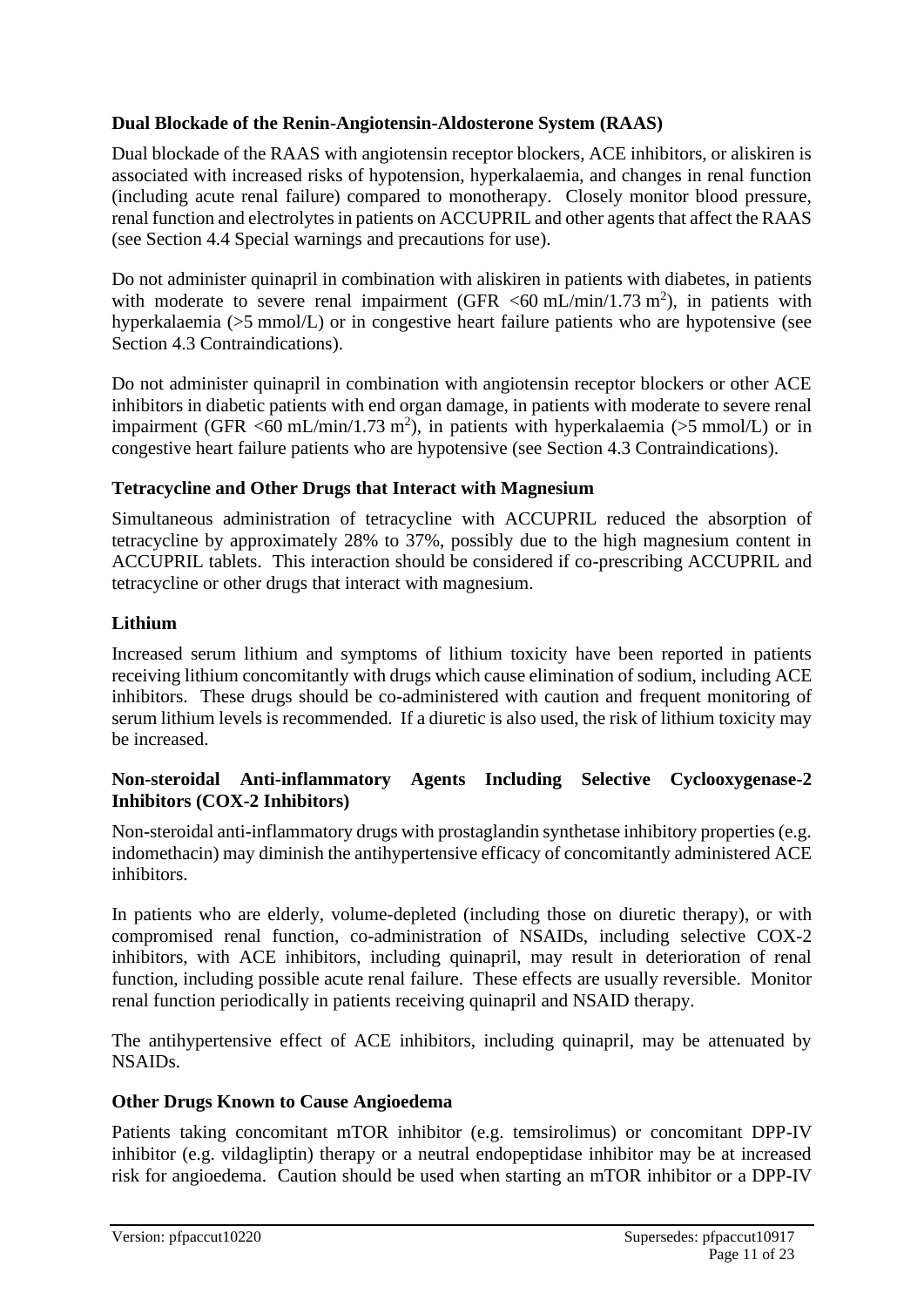### Dual Blockade of the Renin-Angiotensin-Aldosterone System (RAAS)

Dual blockade of the RAAS with angiotensin receptor blockers, ACE inhibitors, or aliskiren is associated with increased risks of hypotension, hyperkalaemia, and changes in renal function (including acute renal failure) compared to monotherapy. Closely monitor blood pressure, renal function and electrolytes in patients on ACCUPRIL and other agents that affect the RAAS (see Section 4.4 Special warnings and precautions for use).

Do not administer quinapril in combination with aliskiren in patients with diabetes, in patients with moderate to severe renal impairment (GFR <60 mL/min/1.73 $m^2$), in patients with hyperkalaemia (>5 mmol/L) or in congestive heart failure patients who are hypotensive (see Section 4.3 Contraindications).

Do not administer quinapril in combination with angiotensin receptor blockers or other ACE inhibitors in diabetic patients with end organ damage, in patients with moderate to severe renal impairment (GFR <60 mL/min/1.73 $m^2$), in patients with hyperkalaemia (>5 mmol/L) or in congestive heart failure patients who are hypotensive (see Section 4.3 Contraindications).

### Tetracycline and Other Drugs that Interact with Magnesium

Simultaneous administration of tetracycline with ACCUPRIL reduced the absorption of tetracycline by approximately 28% to 37%, possibly due to the high magnesium content in ACCUPRIL tablets. This interaction should be considered if co-prescribing ACCUPRIL and tetracycline or other drugs that interact with magnesium.

### Lithium

Increased serum lithium and symptoms of lithium toxicity have been reported in patients receiving lithium concomitantly with drugs which cause elimination of sodium, including ACE inhibitors. These drugs should be co-administered with caution and frequent monitoring of serum lithium levels is recommended. If a diuretic is also used, the risk of lithium toxicity may be increased.

### Non-steroidal Anti-inflammatory Agents Including Selective Cyclooxygenase-2 Inhibitors (COX-2 Inhibitors)

Non-steroidal anti-inflammatory drugs with prostaglandin synthetase inhibitory properties (e.g. indomethacin) may diminish the antihypertensive efficacy of concomitantly administered ACE inhibitors.

In patients who are elderly, volume-depleted (including those on diuretic therapy), or with compromised renal function, co-administration of NSAIDs, including selective COX-2 inhibitors, with ACE inhibitors, including quinapril, may result in deterioration of renal function, including possible acute renal failure. These effects are usually reversible. Monitor renal function periodically in patients receiving quinapril and NSAID therapy.

The antihypertensive effect of ACE inhibitors, including quinapril, may be attenuated by NSAIDs.

### Other Drugs Known to Cause Angioedema

Patients taking concomitant mTOR inhibitor (e.g. temsirolimus) or concomitant DPP-IV inhibitor (e.g. vildagliptin) therapy or a neutral endopeptidase inhibitor may be at increased risk for angioedema. Caution should be used when starting an mTOR inhibitor or a DPP-IV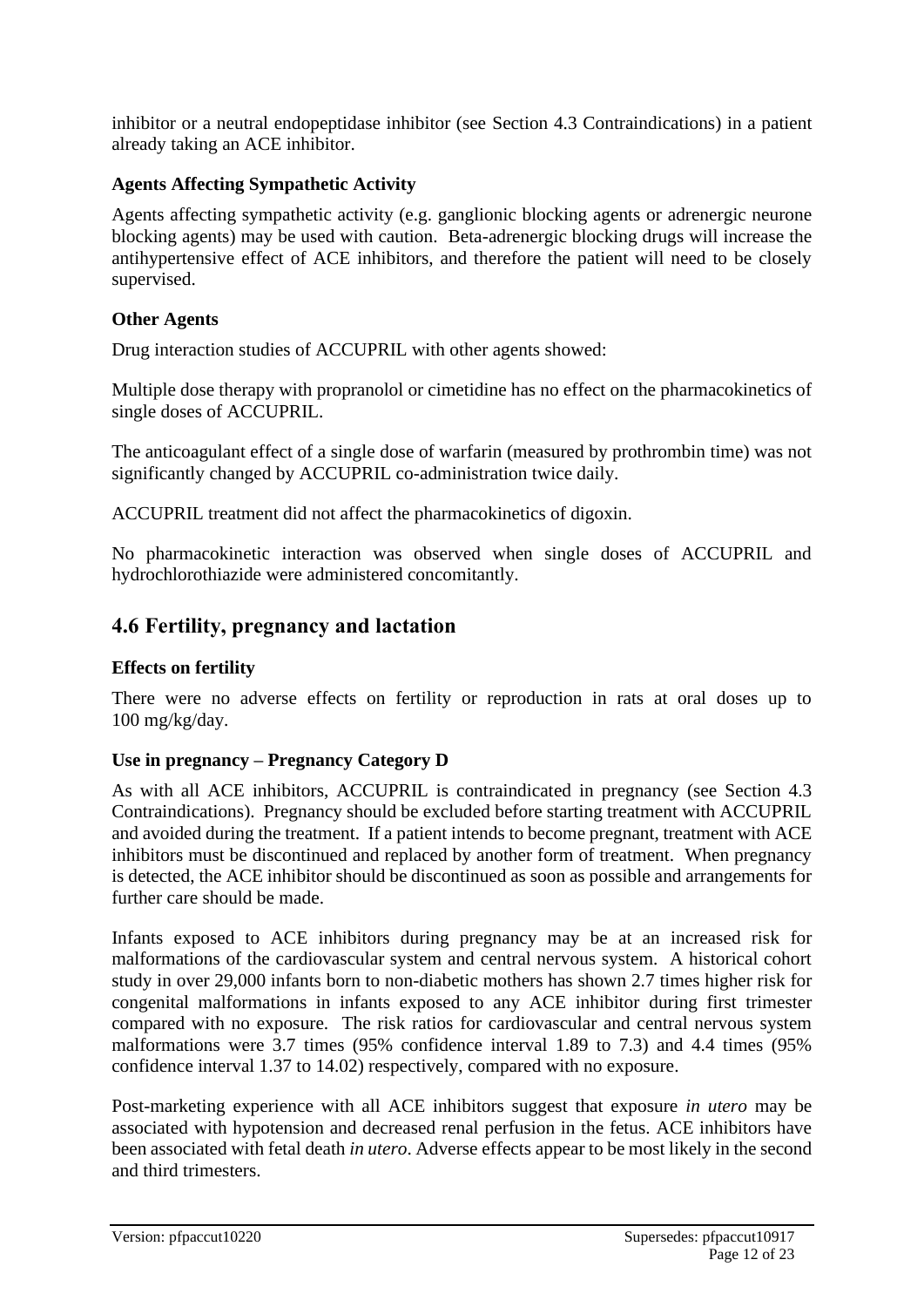inhibitor or a neutral endopeptidase inhibitor (see Section 4.3 Contraindications) in a patient already taking an ACE inhibitor.

**Agents Affecting Sympathetic Activity**

Agents affecting sympathetic activity (e.g. ganglionic blocking agents or adrenergic neurone blocking agents) may be used with caution. Beta-adrenergic blocking drugs will increase the antihypertensive effect of ACE inhibitors, and therefore the patient will need to be closely supervised.

**Other Agents**

Drug interaction studies of ACCUPRIL with other agents showed:

Multiple dose therapy with propranolol or cimetidine has no effect on the pharmacokinetics of single doses of ACCUPRIL.

The anticoagulant effect of a single dose of warfarin (measured by prothrombin time) was not significantly changed by ACCUPRIL co-administration twice daily.

ACCUPRIL treatment did not affect the pharmacokinetics of digoxin.

No pharmacokinetic interaction was observed when single doses of ACCUPRIL and hydrochlorothiazide were administered concomitantly.

## 4.6 Fertility, pregnancy and lactation

**Effects on fertility**

There were no adverse effects on fertility or reproduction in rats at oral doses up to 100 mg/kg/day.

**Use in pregnancy – Pregnancy Category D**

As with all ACE inhibitors, ACCUPRIL is contraindicated in pregnancy (see Section 4.3 Contraindications). Pregnancy should be excluded before starting treatment with ACCUPRIL and avoided during the treatment. If a patient intends to become pregnant, treatment with ACE inhibitors must be discontinued and replaced by another form of treatment. When pregnancy is detected, the ACE inhibitor should be discontinued as soon as possible and arrangements for further care should be made.

Infants exposed to ACE inhibitors during pregnancy may be at an increased risk for malformations of the cardiovascular system and central nervous system. A historical cohort study in over 29,000 infants born to non-diabetic mothers has shown 2.7 times higher risk for congenital malformations in infants exposed to any ACE inhibitor during first trimester compared with no exposure. The risk ratios for cardiovascular and central nervous system malformations were 3.7 times (95% confidence interval 1.89 to 7.3) and 4.4 times (95% confidence interval 1.37 to 14.02) respectively, compared with no exposure.

Post-marketing experience with all ACE inhibitors suggest that exposure *in utero* may be associated with hypotension and decreased renal perfusion in the fetus. ACE inhibitors have been associated with fetal death *in utero*. Adverse effects appear to be most likely in the second and third trimesters.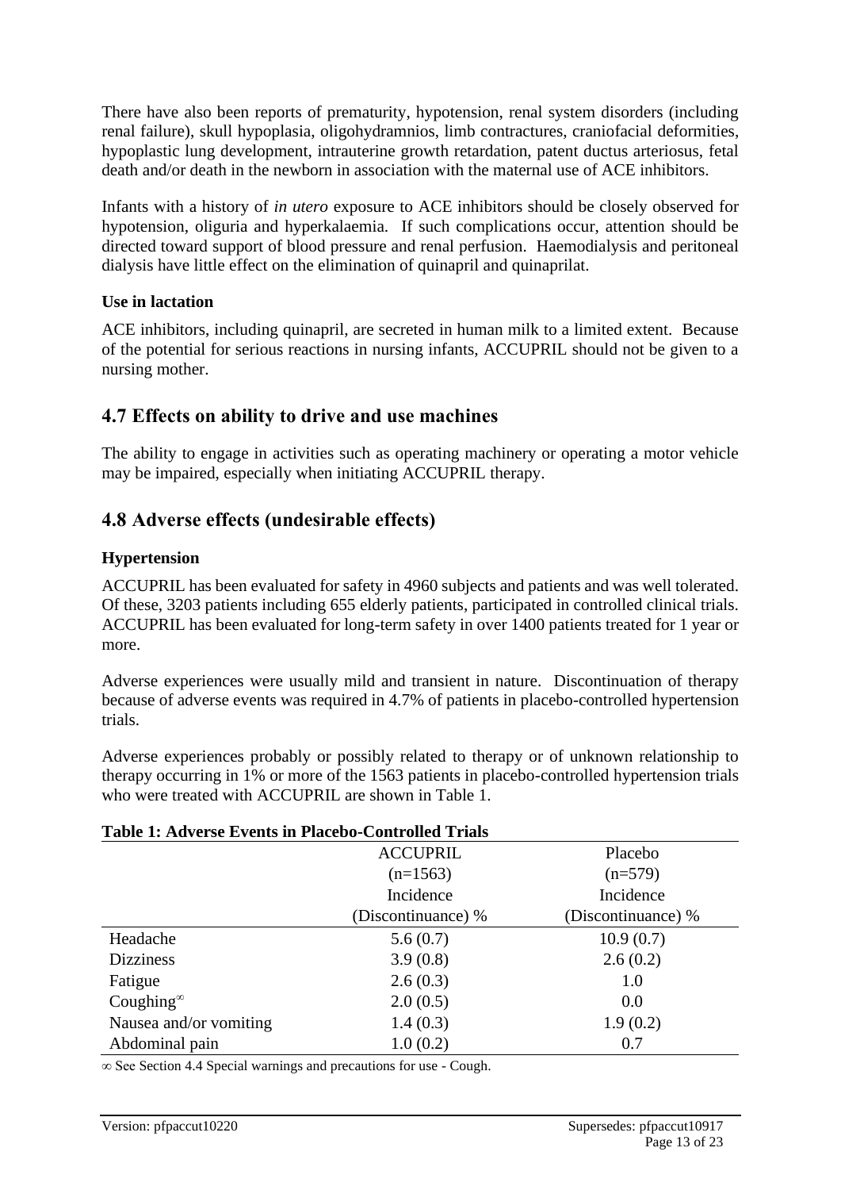There have also been reports of prematurity, hypotension, renal system disorders (including renal failure), skull hypoplasia, oligohydramnios, limb contractures, craniofacial deformities, hypoplastic lung development, intrauterine growth retardation, patent ductus arteriosus, fetal death and/or death in the newborn in association with the maternal use of ACE inhibitors.

Infants with a history of *in utero* exposure to ACE inhibitors should be closely observed for hypotension, oliguria and hyperkalaemia. If such complications occur, attention should be directed toward support of blood pressure and renal perfusion. Haemodialysis and peritoneal dialysis have little effect on the elimination of quinapril and quinaprilat.

**Use in lactation**

ACE inhibitors, including quinapril, are secreted in human milk to a limited extent. Because of the potential for serious reactions in nursing infants, ACCUPRIL should not be given to a nursing mother.

## 4.7 Effects on ability to drive and use machines

The ability to engage in activities such as operating machinery or operating a motor vehicle may be impaired, especially when initiating ACCUPRIL therapy.

## 4.8 Adverse effects (undesirable effects)

**Hypertension**

ACCUPRIL has been evaluated for safety in 4960 subjects and patients and was well tolerated. Of these, 3203 patients including 655 elderly patients, participated in controlled clinical trials. ACCUPRIL has been evaluated for long-term safety in over 1400 patients treated for 1 year or more.

Adverse experiences were usually mild and transient in nature. Discontinuation of therapy because of adverse events was required in 4.7% of patients in placebo-controlled hypertension trials.

Adverse experiences probably or possibly related to therapy or of unknown relationship to therapy occurring in 1% or more of the 1563 patients in placebo-controlled hypertension trials who were treated with ACCUPRIL are shown in Table 1.

**Table 1: Adverse Events in Placebo-Controlled Trials**

| | ACCUPRIL (n=1563) Incidence (Discontinuance) % | Placebo (n=579) Incidence (Discontinuance) % |
|---|---|---|
| Headache | 5.6 (0.7) | 10.9 (0.7) |
| Dizziness | 3.9 (0.8) | 2.6 (0.2) |
| Fatigue | 2.6 (0.3) | 1.0 |
| Coughing∞ | 2.0 (0.5) | 0.0 |
| Nausea and/or vomiting | 1.4 (0.3) | 1.9 (0.2) |
| Abdominal pain | 1.0 (0.2) | 0.7 |

∞ See Section 4.4 Special warnings and precautions for use - Cough.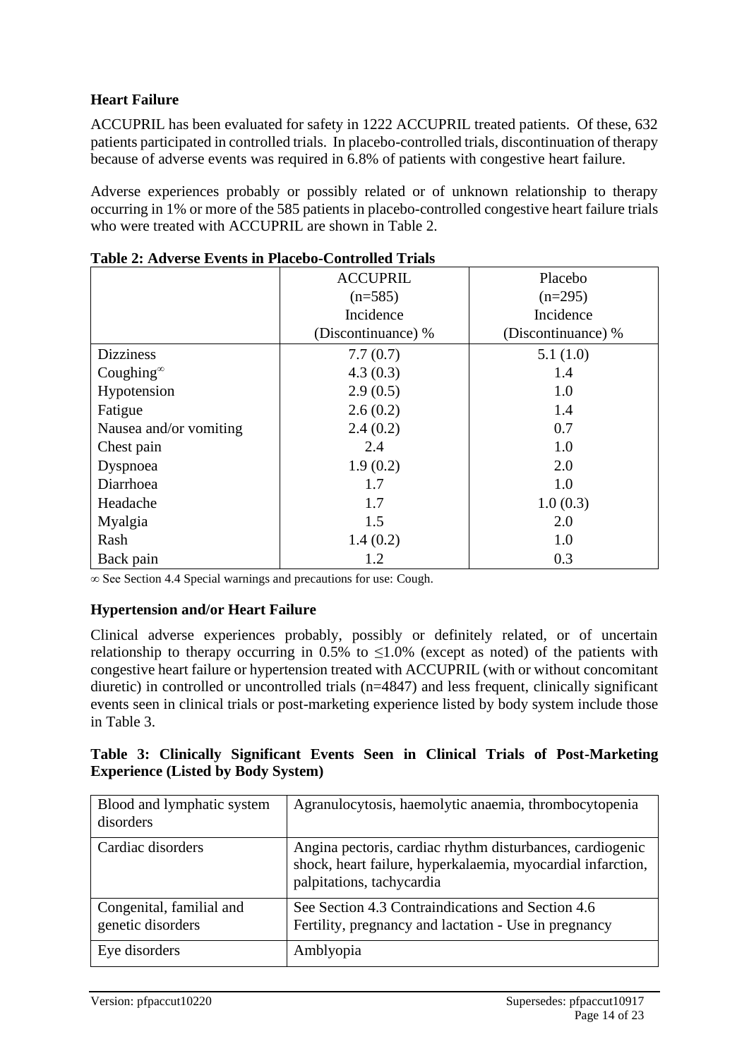### Heart Failure

ACCUPRIL has been evaluated for safety in 1222 ACCUPRIL treated patients. Of these, 632 patients participated in controlled trials. In placebo-controlled trials, discontinuation of therapy because of adverse events was required in 6.8% of patients with congestive heart failure.

Adverse experiences probably or possibly related or of unknown relationship to therapy occurring in 1% or more of the 585 patients in placebo-controlled congestive heart failure trials who were treated with ACCUPRIL are shown in Table 2.

**Table 2: Adverse Events in Placebo-Controlled Trials**

| | ACCUPRIL (n=585) Incidence (Discontinuance) % | Placebo (n=295) Incidence (Discontinuance) % |
|---|---|---|
| Dizziness | 7.7 (0.7) | 5.1 (1.0) |
| Coughing[∞] | 4.3 (0.3) | 1.4 |
| Hypotension | 2.9 (0.5) | 1.0 |
| Fatigue | 2.6 (0.2) | 1.4 |
| Nausea and/or vomiting | 2.4 (0.2) | 0.7 |
| Chest pain | 2.4 | 1.0 |
| Dyspnoea | 1.9 (0.2) | 2.0 |
| Diarrhoea | 1.7 | 1.0 |
| Headache | 1.7 | 1.0 (0.3) |
| Myalgia | 1.5 | 2.0 |
| Rash | 1.4 (0.2) | 1.0 |
| Back pain | 1.2 | 0.3 |

∞ See Section 4.4 Special warnings and precautions for use: Cough.

### Hypertension and/or Heart Failure

Clinical adverse experiences probably, possibly or definitely related, or of uncertain relationship to therapy occurring in 0.5% to ≤1.0% (except as noted) of the patients with congestive heart failure or hypertension treated with ACCUPRIL (with or without concomitant diuretic) in controlled or uncontrolled trials (n=4847) and less frequent, clinically significant events seen in clinical trials or post-marketing experience listed by body system include those in Table 3.

**Table 3: Clinically Significant Events Seen in Clinical Trials of Post-Marketing Experience (Listed by Body System)**

| | |
|---|---|
| Blood and lymphatic system disorders | Agranulocytosis, haemolytic anaemia, thrombocytopenia |
| Cardiac disorders | Angina pectoris, cardiac rhythm disturbances, cardiogenic shock, heart failure, hyperkalaemia, myocardial infarction, palpitations, tachycardia |
| Congenital, familial and genetic disorders | See Section 4.3 Contraindications and Section 4.6 Fertility, pregnancy and lactation - Use in pregnancy |
| Eye disorders | Amblyopia |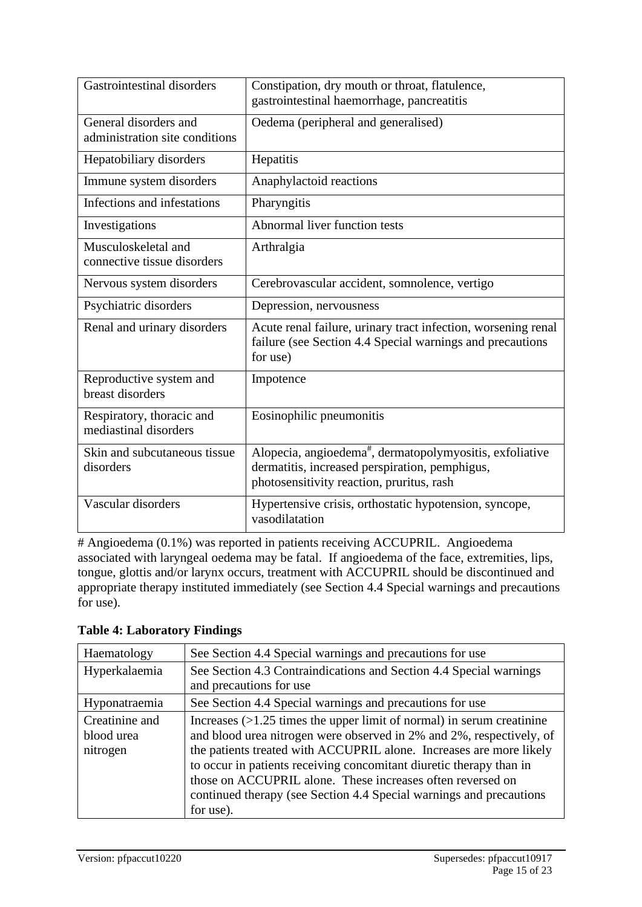| | |
|---|---|
| Gastrointestinal disorders | Constipation, dry mouth or throat, flatulence, gastrointestinal haemorrhage, pancreatitis |
| General disorders and administration site conditions | Oedema (peripheral and generalised) |
| Hepatobiliary disorders | Hepatitis |
| Immune system disorders | Anaphylactoid reactions |
| Infections and infestations | Pharyngitis |
| Investigations | Abnormal liver function tests |
| Musculoskeletal and connective tissue disorders | Arthralgia |
| Nervous system disorders | Cerebrovascular accident, somnolence, vertigo |
| Psychiatric disorders | Depression, nervousness |
| Renal and urinary disorders | Acute renal failure, urinary tract infection, worsening renal failure (see Section 4.4 Special warnings and precautions for use) |
| Reproductive system and breast disorders | Impotence |
| Respiratory, thoracic and mediastinal disorders | Eosinophilic pneumonitis |
| Skin and subcutaneous tissue disorders | Alopecia, angioedema[#], dermatopolymyositis, exfoliative dermatitis, increased perspiration, pemphigus, photosensitivity reaction, pruritus, rash |
| Vascular disorders | Hypertensive crisis, orthostatic hypotension, syncope, vasodilatation |

# Angioedema (0.1%) was reported in patients receiving ACCUPRIL. Angioedema associated with laryngeal oedema may be fatal. If angioedema of the face, extremities, lips, tongue, glottis and/or larynx occurs, treatment with ACCUPRIL should be discontinued and appropriate therapy instituted immediately (see Section 4.4 Special warnings and precautions for use).

**Table 4: Laboratory Findings**

| | |
|---|---|
| Haematology | See Section 4.4 Special warnings and precautions for use |
| Hyperkalaemia | See Section 4.3 Contraindications and Section 4.4 Special warnings and precautions for use |
| Hyponatraemia | See Section 4.4 Special warnings and precautions for use |
| Creatinine and blood urea nitrogen | Increases (>1.25 times the upper limit of normal) in serum creatinine and blood urea nitrogen were observed in 2% and 2%, respectively, of the patients treated with ACCUPRIL alone. Increases are more likely to occur in patients receiving concomitant diuretic therapy than in those on ACCUPRIL alone. These increases often reversed on continued therapy (see Section 4.4 Special warnings and precautions for use). |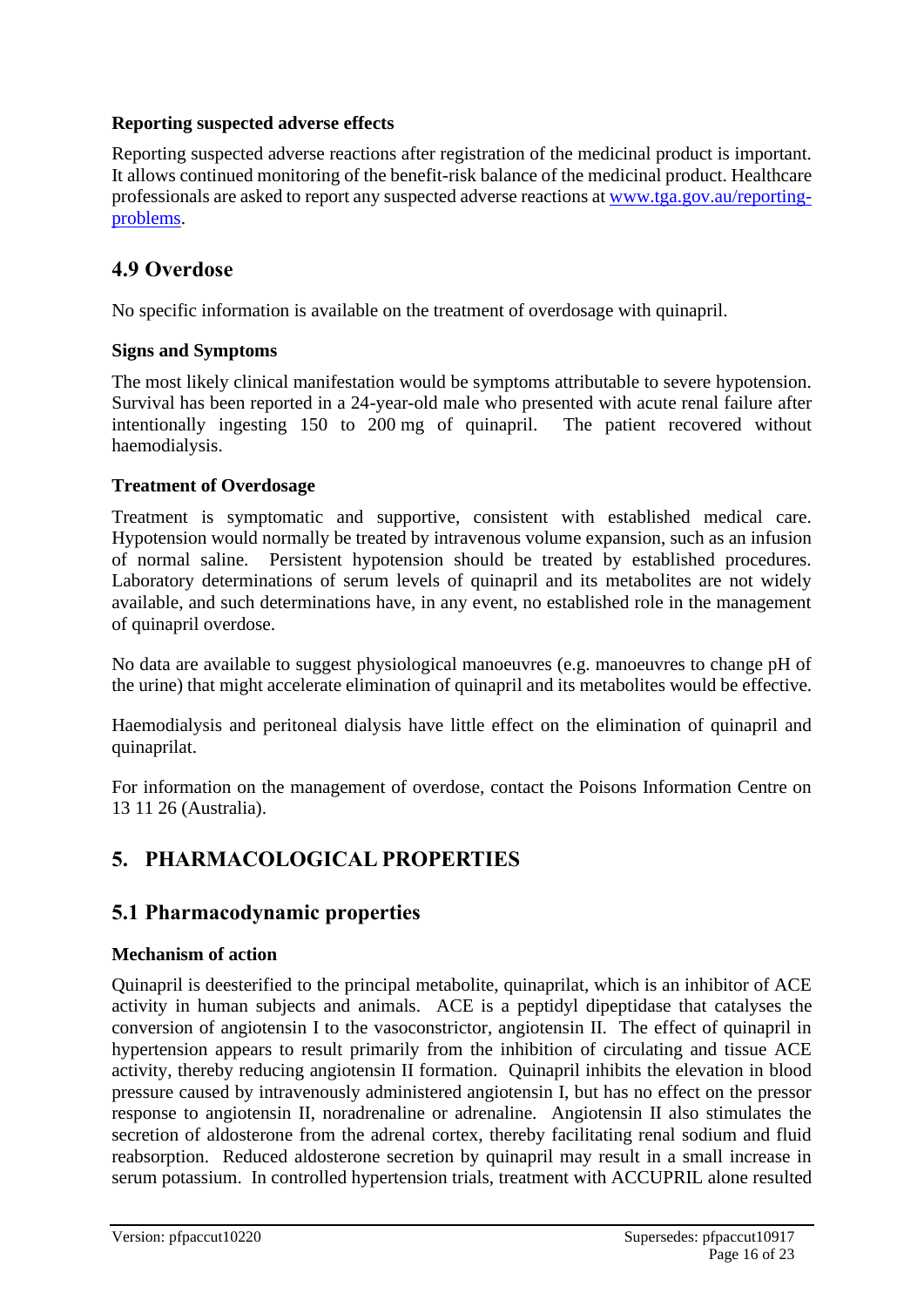### Reporting suspected adverse effects

Reporting suspected adverse reactions after registration of the medicinal product is important. It allows continued monitoring of the benefit-risk balance of the medicinal product. Healthcare professionals are asked to report any suspected adverse reactions at [www.tga.gov.au/reporting-problems](http://www.tga.gov.au/reporting-problems).

## 4.9 Overdose

No specific information is available on the treatment of overdosage with quinapril.

### Signs and Symptoms

The most likely clinical manifestation would be symptoms attributable to severe hypotension. Survival has been reported in a 24-year-old male who presented with acute renal failure after intentionally ingesting 150 to 200 mg of quinapril. The patient recovered without haemodialysis.

### Treatment of Overdosage

Treatment is symptomatic and supportive, consistent with established medical care. Hypotension would normally be treated by intravenous volume expansion, such as an infusion of normal saline. Persistent hypotension should be treated by established procedures. Laboratory determinations of serum levels of quinapril and its metabolites are not widely available, and such determinations have, in any event, no established role in the management of quinapril overdose.

No data are available to suggest physiological manoeuvres (e.g. manoeuvres to change pH of the urine) that might accelerate elimination of quinapril and its metabolites would be effective.

Haemodialysis and peritoneal dialysis have little effect on the elimination of quinapril and quinaprilat.

For information on the management of overdose, contact the Poisons Information Centre on 13 11 26 (Australia).

# 5. PHARMACOLOGICAL PROPERTIES

## 5.1 Pharmacodynamic properties

### Mechanism of action

Quinapril is deesterified to the principal metabolite, quinaprilat, which is an inhibitor of ACE activity in human subjects and animals. ACE is a peptidyl dipeptidase that catalyses the conversion of angiotensin I to the vasoconstrictor, angiotensin II. The effect of quinapril in hypertension appears to result primarily from the inhibition of circulating and tissue ACE activity, thereby reducing angiotensin II formation. Quinapril inhibits the elevation in blood pressure caused by intravenously administered angiotensin I, but has no effect on the pressor response to angiotensin II, noradrenaline or adrenaline. Angiotensin II also stimulates the secretion of aldosterone from the adrenal cortex, thereby facilitating renal sodium and fluid reabsorption. Reduced aldosterone secretion by quinapril may result in a small increase in serum potassium. In controlled hypertension trials, treatment with ACCUPRIL alone resulted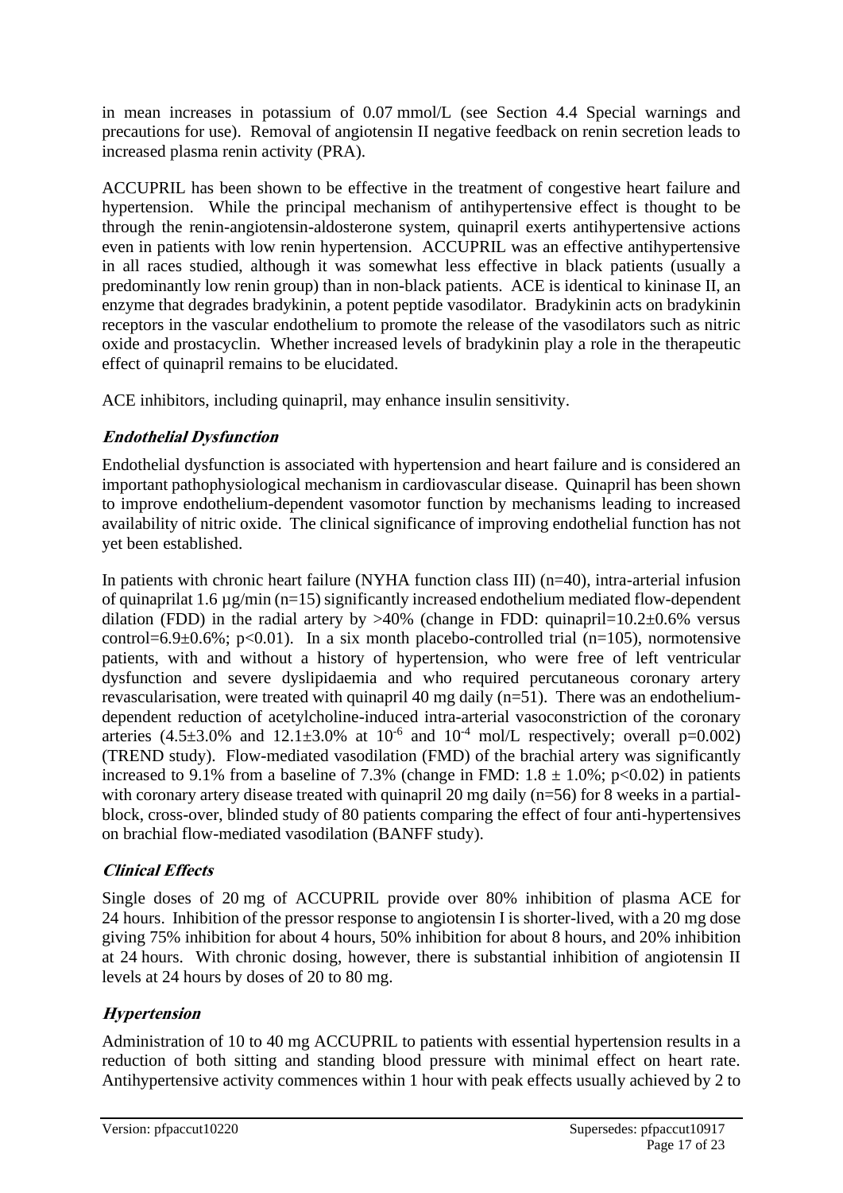in mean increases in potassium of 0.07 mmol/L (see Section 4.4 Special warnings and precautions for use). Removal of angiotensin II negative feedback on renin secretion leads to increased plasma renin activity (PRA).

ACCUPRIL has been shown to be effective in the treatment of congestive heart failure and hypertension. While the principal mechanism of antihypertensive effect is thought to be through the renin-angiotensin-aldosterone system, quinapril exerts antihypertensive actions even in patients with low renin hypertension. ACCUPRIL was an effective antihypertensive in all races studied, although it was somewhat less effective in black patients (usually a predominantly low renin group) than in non-black patients. ACE is identical to kininase II, an enzyme that degrades bradykinin, a potent peptide vasodilator. Bradykinin acts on bradykinin receptors in the vascular endothelium to promote the release of the vasodilators such as nitric oxide and prostacyclin. Whether increased levels of bradykinin play a role in the therapeutic effect of quinapril remains to be elucidated.

ACE inhibitors, including quinapril, may enhance insulin sensitivity.

### *Endothelial Dysfunction*

Endothelial dysfunction is associated with hypertension and heart failure and is considered an important pathophysiological mechanism in cardiovascular disease. Quinapril has been shown to improve endothelium-dependent vasomotor function by mechanisms leading to increased availability of nitric oxide. The clinical significance of improving endothelial function has not yet been established.

In patients with chronic heart failure (NYHA function class III) (n=40), intra-arterial infusion of quinaprilat 1.6 µg/min (n=15) significantly increased endothelium mediated flow-dependent dilation (FDD) in the radial artery by >40% (change in FDD: quinapril=10.2±0.6% versus control=6.9±0.6%; $p<0.01$). In a six month placebo-controlled trial (n=105), normotensive patients, with and without a history of hypertension, who were free of left ventricular dysfunction and severe dyslipidaemia and who required percutaneous coronary artery revascularisation, were treated with quinapril 40 mg daily (n=51). There was an endothelium-dependent reduction of acetylcholine-induced intra-arterial vasoconstriction of the coronary arteries (4.5±3.0% and 12.1±3.0% at $10^{-6}$ and $10^{-4}$ mol/L respectively; overall p=0.002) (TREND study). Flow-mediated vasodilation (FMD) of the brachial artery was significantly increased to 9.1% from a baseline of 7.3% (change in FMD: 1.8 ± 1.0%; $p<0.02$) in patients with coronary artery disease treated with quinapril 20 mg daily (n=56) for 8 weeks in a partial-block, cross-over, blinded study of 80 patients comparing the effect of four anti-hypertensives on brachial flow-mediated vasodilation (BANFF study).

### *Clinical Effects*

Single doses of 20 mg of ACCUPRIL provide over 80% inhibition of plasma ACE for 24 hours. Inhibition of the pressor response to angiotensin I is shorter-lived, with a 20 mg dose giving 75% inhibition for about 4 hours, 50% inhibition for about 8 hours, and 20% inhibition at 24 hours. With chronic dosing, however, there is substantial inhibition of angiotensin II levels at 24 hours by doses of 20 to 80 mg.

### *Hypertension*

Administration of 10 to 40 mg ACCUPRIL to patients with essential hypertension results in a reduction of both sitting and standing blood pressure with minimal effect on heart rate. Antihypertensive activity commences within 1 hour with peak effects usually achieved by 2 to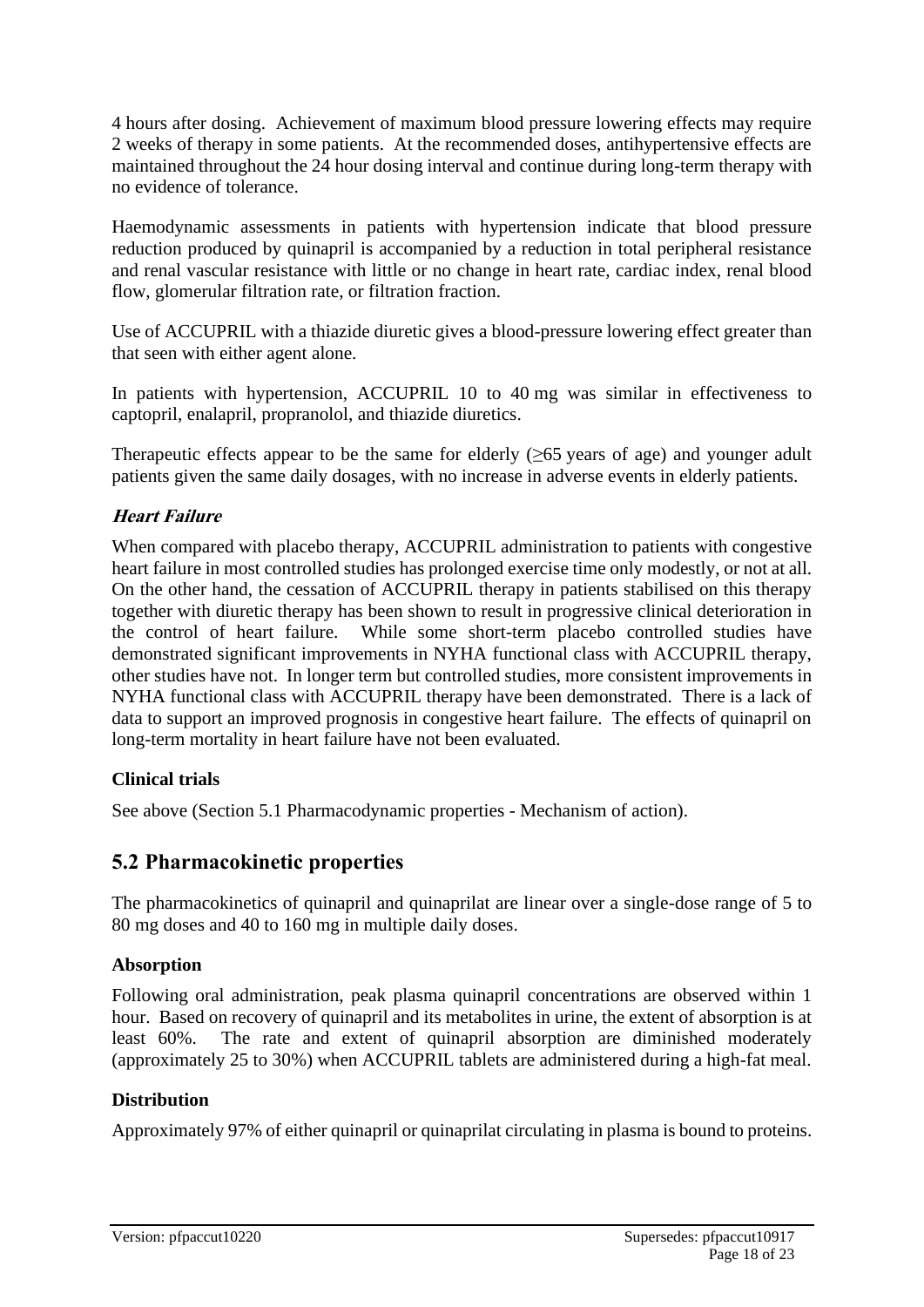4 hours after dosing. Achievement of maximum blood pressure lowering effects may require 2 weeks of therapy in some patients. At the recommended doses, antihypertensive effects are maintained throughout the 24 hour dosing interval and continue during long-term therapy with no evidence of tolerance.

Haemodynamic assessments in patients with hypertension indicate that blood pressure reduction produced by quinapril is accompanied by a reduction in total peripheral resistance and renal vascular resistance with little or no change in heart rate, cardiac index, renal blood flow, glomerular filtration rate, or filtration fraction.

Use of ACCUPRIL with a thiazide diuretic gives a blood-pressure lowering effect greater than that seen with either agent alone.

In patients with hypertension, ACCUPRIL 10 to 40 mg was similar in effectiveness to captopril, enalapril, propranolol, and thiazide diuretics.

Therapeutic effects appear to be the same for elderly (≥65 years of age) and younger adult patients given the same daily dosages, with no increase in adverse events in elderly patients.

***Heart Failure***

When compared with placebo therapy, ACCUPRIL administration to patients with congestive heart failure in most controlled studies has prolonged exercise time only modestly, or not at all. On the other hand, the cessation of ACCUPRIL therapy in patients stabilised on this therapy together with diuretic therapy has been shown to result in progressive clinical deterioration in the control of heart failure. While some short-term placebo controlled studies have demonstrated significant improvements in NYHA functional class with ACCUPRIL therapy, other studies have not. In longer term but controlled studies, more consistent improvements in NYHA functional class with ACCUPRIL therapy have been demonstrated. There is a lack of data to support an improved prognosis in congestive heart failure. The effects of quinapril on long-term mortality in heart failure have not been evaluated.

### Clinical trials

See above (Section 5.1 Pharmacodynamic properties - Mechanism of action).

## 5.2 Pharmacokinetic properties

The pharmacokinetics of quinapril and quinaprilat are linear over a single-dose range of 5 to 80 mg doses and 40 to 160 mg in multiple daily doses.

### Absorption

Following oral administration, peak plasma quinapril concentrations are observed within 1 hour. Based on recovery of quinapril and its metabolites in urine, the extent of absorption is at least 60%. The rate and extent of quinapril absorption are diminished moderately (approximately 25 to 30%) when ACCUPRIL tablets are administered during a high-fat meal.

### Distribution

Approximately 97% of either quinapril or quinaprilat circulating in plasma is bound to proteins.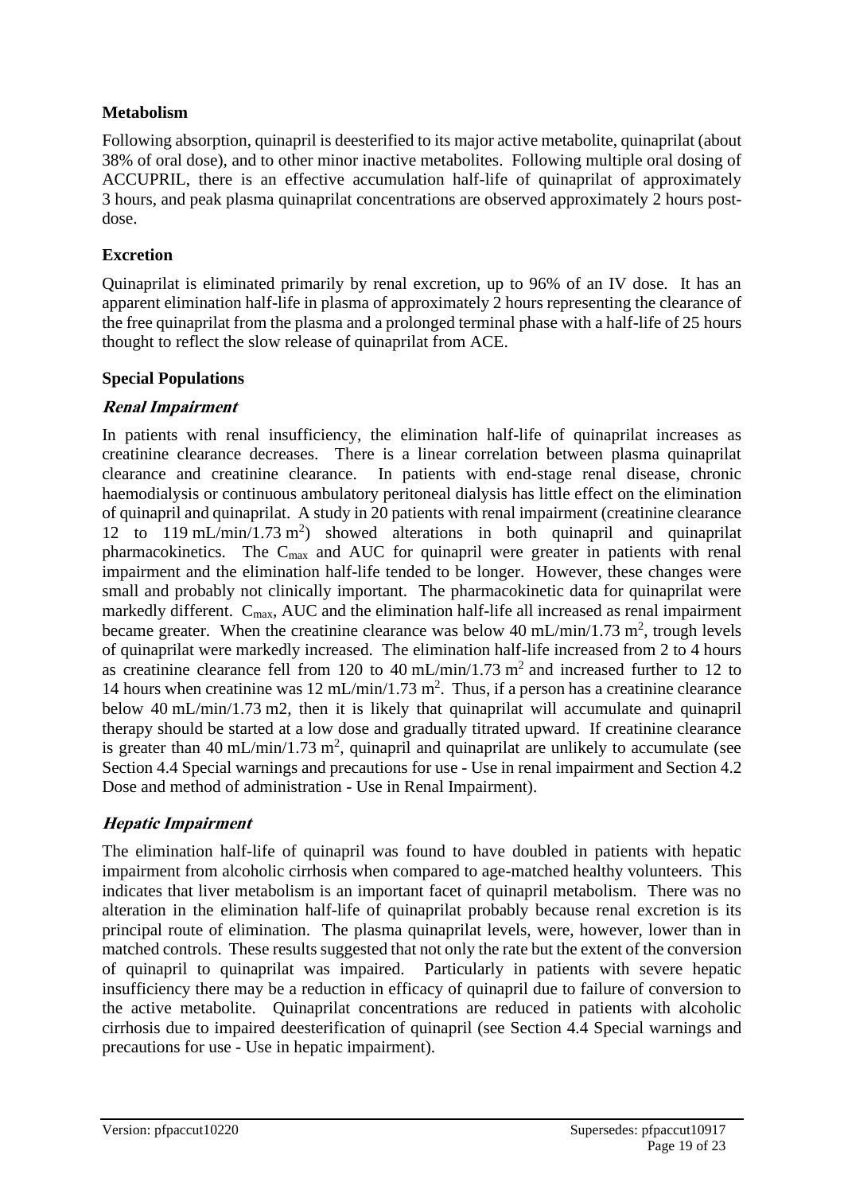### Metabolism

Following absorption, quinapril is deesterified to its major active metabolite, quinaprilat (about 38% of oral dose), and to other minor inactive metabolites. Following multiple oral dosing of ACCUPRIL, there is an effective accumulation half-life of quinaprilat of approximately 3 hours, and peak plasma quinaprilat concentrations are observed approximately 2 hours post-dose.

### Excretion

Quinaprilat is eliminated primarily by renal excretion, up to 96% of an IV dose. It has an apparent elimination half-life in plasma of approximately 2 hours representing the clearance of the free quinaprilat from the plasma and a prolonged terminal phase with a half-life of 25 hours thought to reflect the slow release of quinaprilat from ACE.

### Special Populations

#### *Renal Impairment*

In patients with renal insufficiency, the elimination half-life of quinaprilat increases as creatinine clearance decreases. There is a linear correlation between plasma quinaprilat clearance and creatinine clearance. In patients with end-stage renal disease, chronic haemodialysis or continuous ambulatory peritoneal dialysis has little effect on the elimination of quinapril and quinaprilat. A study in 20 patients with renal impairment (creatinine clearance 12 to 119 mL/min/1.73 $m^2$) showed alterations in both quinapril and quinaprilat pharmacokinetics. The $C_{max}$ and AUC for quinapril were greater in patients with renal impairment and the elimination half-life tended to be longer. However, these changes were small and probably not clinically important. The pharmacokinetic data for quinaprilat were markedly different. $C_{max}$, AUC and the elimination half-life all increased as renal impairment became greater. When the creatinine clearance was below 40 mL/min/1.73 $m^2$, trough levels of quinaprilat were markedly increased. The elimination half-life increased from 2 to 4 hours as creatinine clearance fell from 120 to 40 mL/min/1.73 $m^2$ and increased further to 12 to 14 hours when creatinine was 12 mL/min/1.73 $m^2$. Thus, if a person has a creatinine clearance below 40 mL/min/1.73 m2, then it is likely that quinaprilat will accumulate and quinapril therapy should be started at a low dose and gradually titrated upward. If creatinine clearance is greater than 40 mL/min/1.73 $m^2$, quinapril and quinaprilat are unlikely to accumulate (see Section 4.4 Special warnings and precautions for use - Use in renal impairment and Section 4.2 Dose and method of administration - Use in Renal Impairment).

#### *Hepatic Impairment*

The elimination half-life of quinapril was found to have doubled in patients with hepatic impairment from alcoholic cirrhosis when compared to age-matched healthy volunteers. This indicates that liver metabolism is an important facet of quinapril metabolism. There was no alteration in the elimination half-life of quinaprilat probably because renal excretion is its principal route of elimination. The plasma quinaprilat levels, were, however, lower than in matched controls. These results suggested that not only the rate but the extent of the conversion of quinapril to quinaprilat was impaired. Particularly in patients with severe hepatic insufficiency there may be a reduction in efficacy of quinapril due to failure of conversion to the active metabolite. Quinaprilat concentrations are reduced in patients with alcoholic cirrhosis due to impaired deesterification of quinapril (see Section 4.4 Special warnings and precautions for use - Use in hepatic impairment).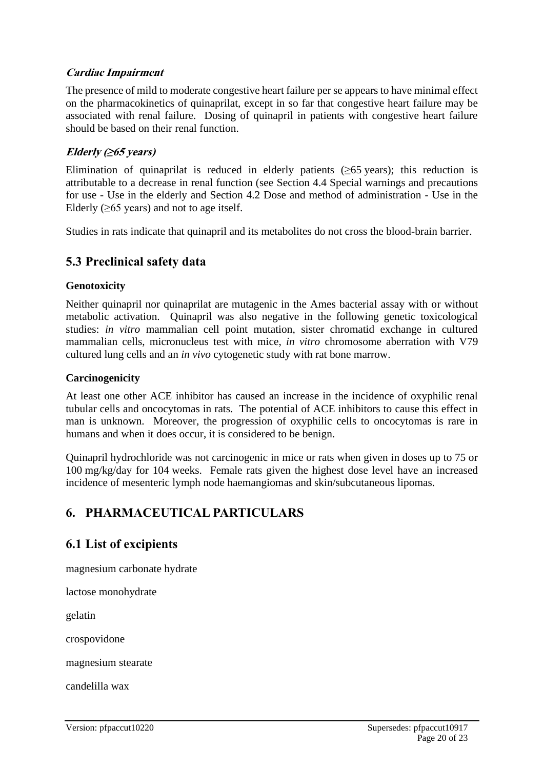#### *Cardiac Impairment*

The presence of mild to moderate congestive heart failure per se appears to have minimal effect on the pharmacokinetics of quinaprilat, except in so far that congestive heart failure may be associated with renal failure. Dosing of quinapril in patients with congestive heart failure should be based on their renal function.

#### *Elderly (≥65 years)*

Elimination of quinaprilat is reduced in elderly patients (≥65 years); this reduction is attributable to a decrease in renal function (see Section 4.4 Special warnings and precautions for use - Use in the elderly and Section 4.2 Dose and method of administration - Use in the Elderly (≥65 years) and not to age itself.

Studies in rats indicate that quinapril and its metabolites do not cross the blood-brain barrier.

## 5.3 Preclinical safety data

### Genotoxicity

Neither quinapril nor quinaprilat are mutagenic in the Ames bacterial assay with or without metabolic activation. Quinapril was also negative in the following genetic toxicological studies: *in vitro* mammalian cell point mutation, sister chromatid exchange in cultured mammalian cells, micronucleus test with mice, *in vitro* chromosome aberration with V79 cultured lung cells and an *in vivo* cytogenetic study with rat bone marrow.

### Carcinogenicity

At least one other ACE inhibitor has caused an increase in the incidence of oxyphilic renal tubular cells and oncocytomas in rats. The potential of ACE inhibitors to cause this effect in man is unknown. Moreover, the progression of oxyphilic cells to oncocytomas is rare in humans and when it does occur, it is considered to be benign.

Quinapril hydrochloride was not carcinogenic in mice or rats when given in doses up to 75 or 100 mg/kg/day for 104 weeks. Female rats given the highest dose level have an increased incidence of mesenteric lymph node haemangiomas and skin/subcutaneous lipomas.

# 6. PHARMACEUTICAL PARTICULARS

## 6.1 List of excipients

magnesium carbonate hydrate

lactose monohydrate

gelatin

crospovidone

magnesium stearate

candelilla wax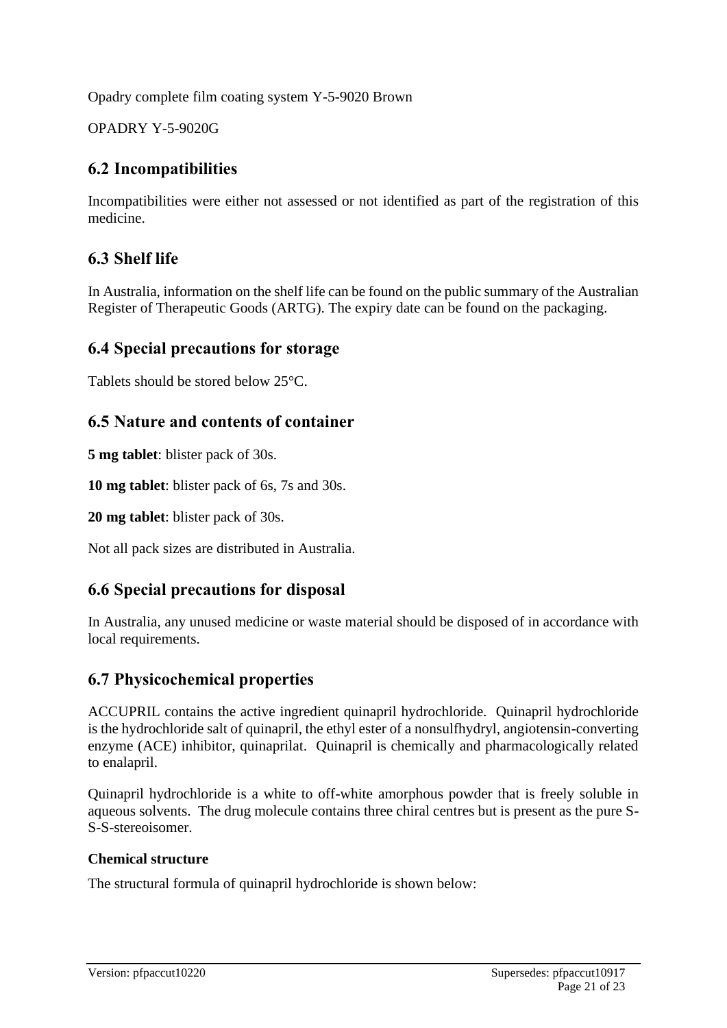Opadry complete film coating system Y-5-9020 Brown

OPADRY Y-5-9020G

## 6.2 Incompatibilities

Incompatibilities were either not assessed or not identified as part of the registration of this medicine.

## 6.3 Shelf life

In Australia, information on the shelf life can be found on the public summary of the Australian Register of Therapeutic Goods (ARTG). The expiry date can be found on the packaging.

## 6.4 Special precautions for storage

Tablets should be stored below 25°C.

## 6.5 Nature and contents of container

**5 mg tablet**: blister pack of 30s.

**10 mg tablet**: blister pack of 6s, 7s and 30s.

**20 mg tablet**: blister pack of 30s.

Not all pack sizes are distributed in Australia.

## 6.6 Special precautions for disposal

In Australia, any unused medicine or waste material should be disposed of in accordance with local requirements.

## 6.7 Physicochemical properties

ACCUPRIL contains the active ingredient quinapril hydrochloride. Quinapril hydrochloride is the hydrochloride salt of quinapril, the ethyl ester of a nonsulfhydryl, angiotensin-converting enzyme (ACE) inhibitor, quinaprilat. Quinapril is chemically and pharmacologically related to enalapril.

Quinapril hydrochloride is a white to off-white amorphous powder that is freely soluble in aqueous solvents. The drug molecule contains three chiral centres but is present as the pure S-S-S-stereoisomer.

### Chemical structure

The structural formula of quinapril hydrochloride is shown below: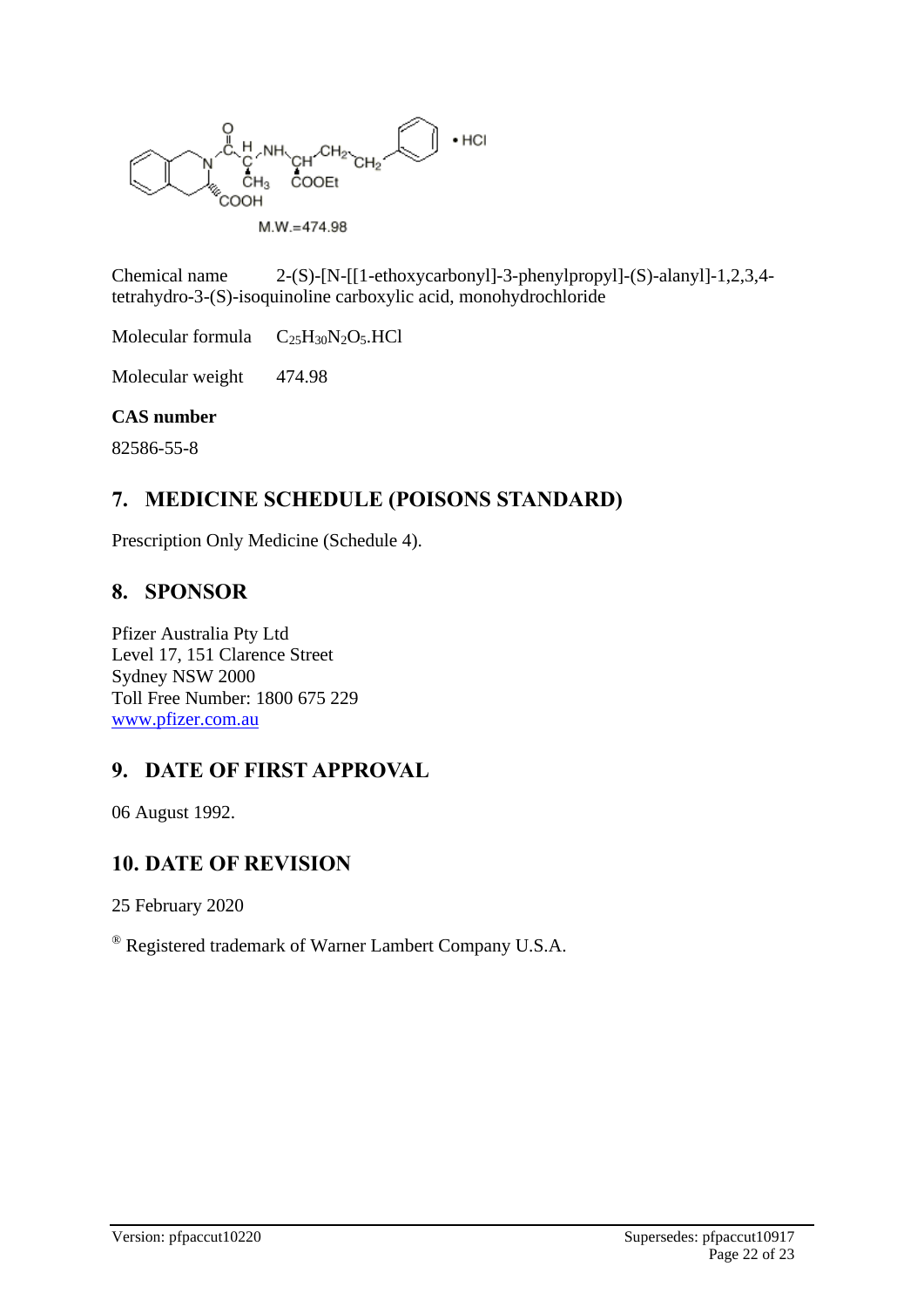M.W.=474.98

Chemical name 2-(S)-[N-[[1-ethoxycarbonyl]-3-phenylpropyl]-(S)-alanyl]-1,2,3,4-tetrahydro-3-(S)-isoquinoline carboxylic acid, monohydrochloride

Molecular formula $C_{25}H_{30}N_2O_5.HCl$

Molecular weight 474.98

**CAS number**

82586-55-8

## 7. MEDICINE SCHEDULE (POISONS STANDARD)

Prescription Only Medicine (Schedule 4).

## 8. SPONSOR

Pfizer Australia Pty Ltd
Level 17, 151 Clarence Street
Sydney NSW 2000
Toll Free Number: 1800 675 229
www.pfizer.com.au

## 9. DATE OF FIRST APPROVAL

06 August 1992.

## 10. DATE OF REVISION

25 February 2020

® Registered trademark of Warner Lambert Company U.S.A.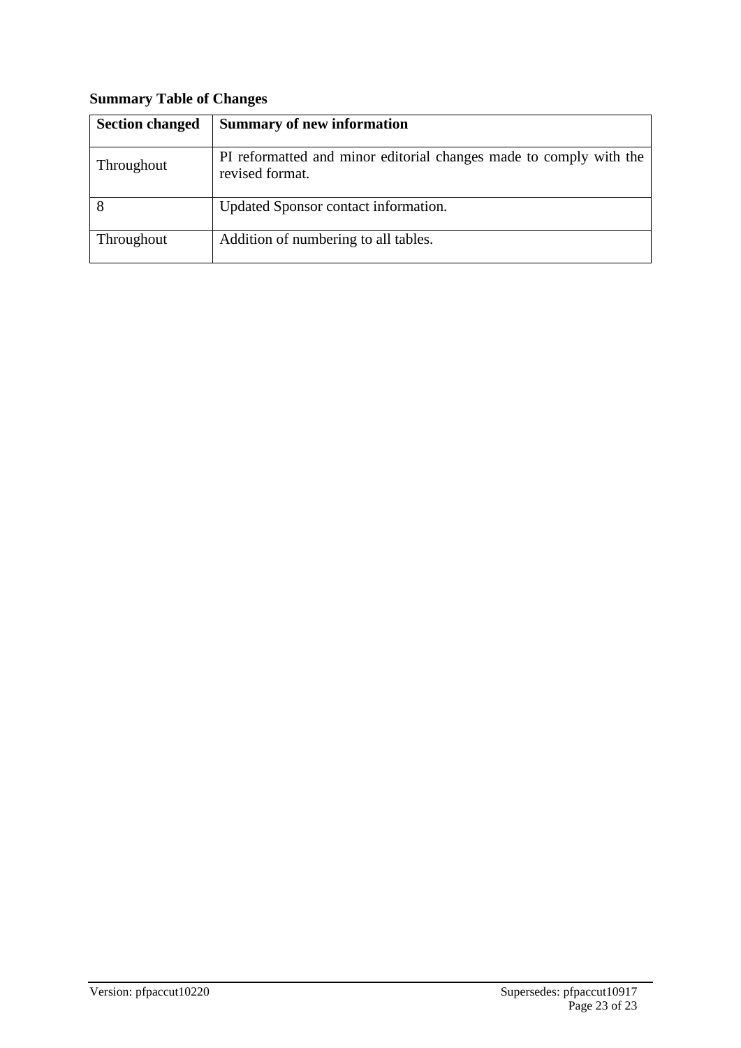**Summary Table of Changes**

| Section changed | Summary of new information |
|---|---|
| Throughout | PI reformatted and minor editorial changes made to comply with the revised format. |
| 8 | Updated Sponsor contact information. |
| Throughout | Addition of numbering to all tables. |

Version: pfpaccut10220 Supersedes: pfpaccut10917